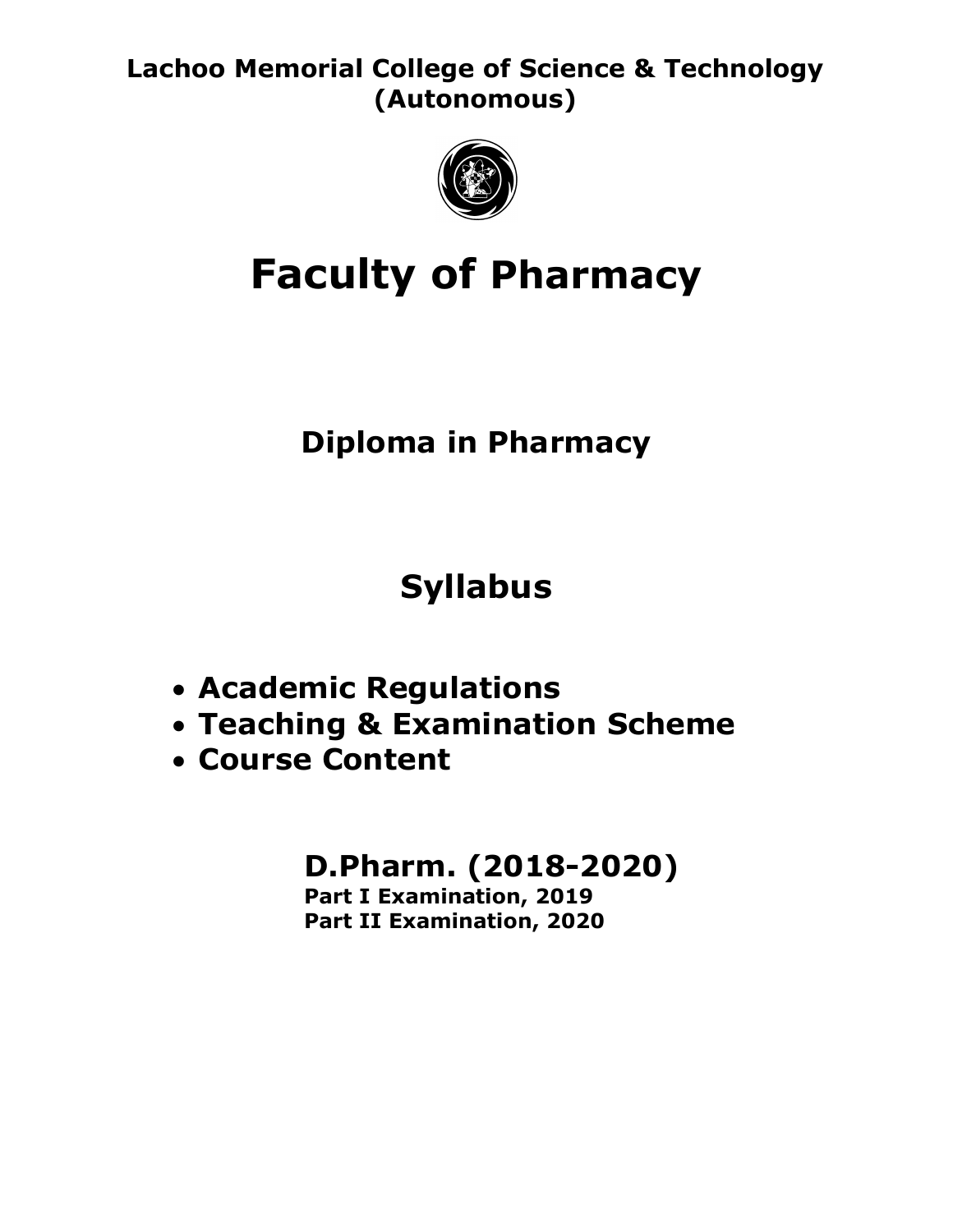**Lachoo Memorial College of Science & Technology (Autonomous)**

# Faculty of Pharmacy

## Diploma in Pharmacy

## Syllabus

- **Academic Regulations**
- **Teaching & Examination Scheme**
- **Course Content**

## D.Pharm. (2018-2020)

**Part I Examination, 2019**
**Part II Examination, 2020**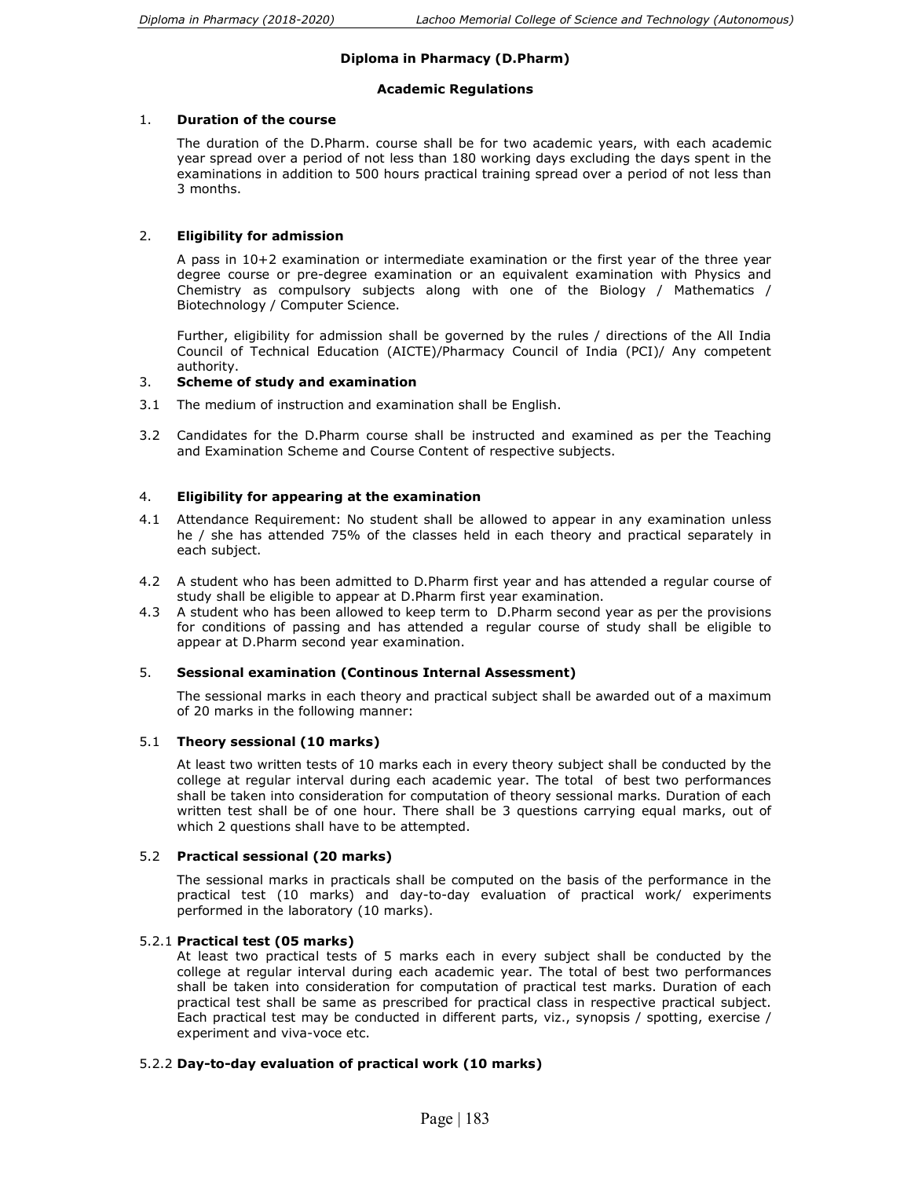## Diploma in Pharmacy (D.Pharm)

### Academic Regulations

1. **Duration of the course**

   The duration of the D.Pharm. course shall be for two academic years, with each academic year spread over a period of not less than 180 working days excluding the days spent in the examinations in addition to 500 hours practical training spread over a period of not less than 3 months.

2. **Eligibility for admission**

   A pass in 10+2 examination or intermediate examination or the first year of the three year degree course or pre-degree examination or an equivalent examination with Physics and Chemistry as compulsory subjects along with one of the Biology / Mathematics / Biotechnology / Computer Science.

   Further, eligibility for admission shall be governed by the rules / directions of the All India Council of Technical Education (AICTE)/Pharmacy Council of India (PCI)/ Any competent authority.

3. **Scheme of study and examination**

3.1 The medium of instruction and examination shall be English.

3.2 Candidates for the D.Pharm course shall be instructed and examined as per the Teaching and Examination Scheme and Course Content of respective subjects.

4. **Eligibility for appearing at the examination**

4.1 Attendance Requirement: No student shall be allowed to appear in any examination unless he / she has attended 75% of the classes held in each theory and practical separately in each subject.

4.2 A student who has been admitted to D.Pharm first year and has attended a regular course of study shall be eligible to appear at D.Pharm first year examination.

4.3 A student who has been allowed to keep term to D.Pharm second year as per the provisions for conditions of passing and has attended a regular course of study shall be eligible to appear at D.Pharm second year examination.

5. **Sessional examination (Continous Internal Assessment)**

   The sessional marks in each theory and practical subject shall be awarded out of a maximum of 20 marks in the following manner:

5.1 **Theory sessional (10 marks)**

At least two written tests of 10 marks each in every theory subject shall be conducted by the college at regular interval during each academic year. The total of best two performances shall be taken into consideration for computation of theory sessional marks. Duration of each written test shall be of one hour. There shall be 3 questions carrying equal marks, out of which 2 questions shall have to be attempted.

5.2 **Practical sessional (20 marks)**

The sessional marks in practicals shall be computed on the basis of the performance in the practical test (10 marks) and day-to-day evaluation of practical work/ experiments performed in the laboratory (10 marks).

5.2.1 **Practical test (05 marks)**

At least two practical tests of 5 marks each in every subject shall be conducted by the college at regular interval during each academic year. The total of best two performances shall be taken into consideration for computation of practical test marks. Duration of each practical test shall be same as prescribed for practical class in respective practical subject. Each practical test may be conducted in different parts, viz., synopsis / spotting, exercise / experiment and viva-voce etc.

5.2.2 **Day-to-day evaluation of practical work (10 marks)**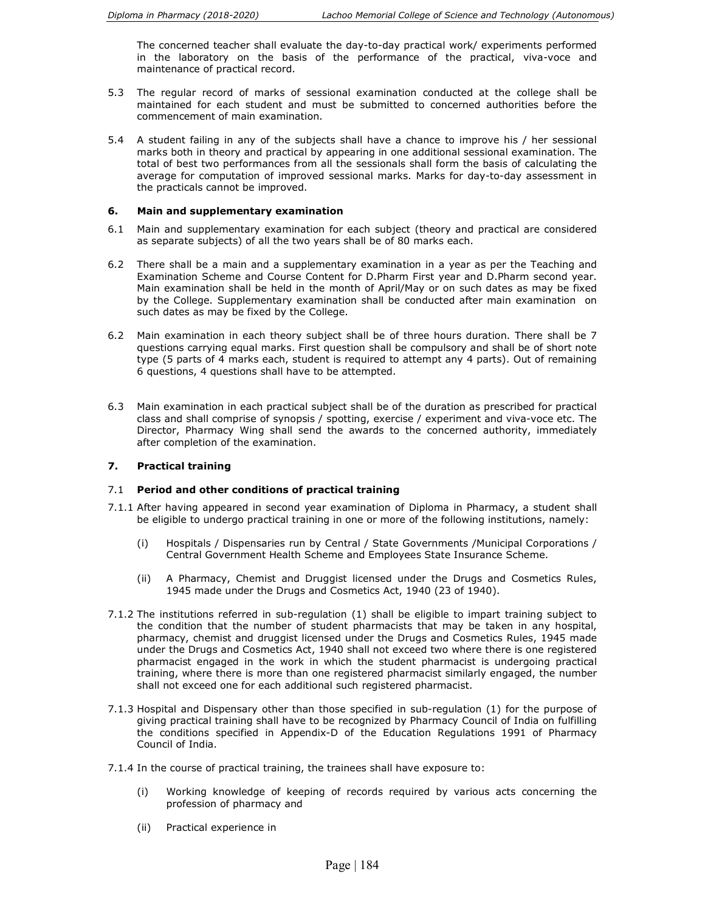The concerned teacher shall evaluate the day-to-day practical work/ experiments performed in the laboratory on the basis of the performance of the practical, viva-voce and maintenance of practical record.

5.3 The regular record of marks of sessional examination conducted at the college shall be maintained for each student and must be submitted to concerned authorities before the commencement of main examination.

5.4 A student failing in any of the subjects shall have a chance to improve his / her sessional marks both in theory and practical by appearing in one additional sessional examination. The total of best two performances from all the sessionals shall form the basis of calculating the average for computation of improved sessional marks. Marks for day-to-day assessment in the practicals cannot be improved.

### 6. Main and supplementary examination

6.1 Main and supplementary examination for each subject (theory and practical are considered as separate subjects) of all the two years shall be of 80 marks each.

6.2 There shall be a main and a supplementary examination in a year as per the Teaching and Examination Scheme and Course Content for D.Pharm First year and D.Pharm second year. Main examination shall be held in the month of April/May or on such dates as may be fixed by the College. Supplementary examination shall be conducted after main examination on such dates as may be fixed by the College.

6.2 Main examination in each theory subject shall be of three hours duration. There shall be 7 questions carrying equal marks. First question shall be compulsory and shall be of short note type (5 parts of 4 marks each, student is required to attempt any 4 parts). Out of remaining 6 questions, 4 questions shall have to be attempted.

6.3 Main examination in each practical subject shall be of the duration as prescribed for practical class and shall comprise of synopsis / spotting, exercise / experiment and viva-voce etc. The Director, Pharmacy Wing shall send the awards to the concerned authority, immediately after completion of the examination.

### 7. Practical training

7.1 **Period and other conditions of practical training**

7.1.1 After having appeared in second year examination of Diploma in Pharmacy, a student shall be eligible to undergo practical training in one or more of the following institutions, namely:

(i) Hospitals / Dispensaries run by Central / State Governments /Municipal Corporations / Central Government Health Scheme and Employees State Insurance Scheme.

(ii) A Pharmacy, Chemist and Druggist licensed under the Drugs and Cosmetics Rules, 1945 made under the Drugs and Cosmetics Act, 1940 (23 of 1940).

7.1.2 The institutions referred in sub-regulation (1) shall be eligible to impart training subject to the condition that the number of student pharmacists that may be taken in any hospital, pharmacy, chemist and druggist licensed under the Drugs and Cosmetics Rules, 1945 made under the Drugs and Cosmetics Act, 1940 shall not exceed two where there is one registered pharmacist engaged in the work in which the student pharmacist is undergoing practical training, where there is more than one registered pharmacist similarly engaged, the number shall not exceed one for each additional such registered pharmacist.

7.1.3 Hospital and Dispensary other than those specified in sub-regulation (1) for the purpose of giving practical training shall have to be recognized by Pharmacy Council of India on fulfilling the conditions specified in Appendix-D of the Education Regulations 1991 of Pharmacy Council of India.

7.1.4 In the course of practical training, the trainees shall have exposure to:

(i) Working knowledge of keeping of records required by various acts concerning the profession of pharmacy and

(ii) Practical experience in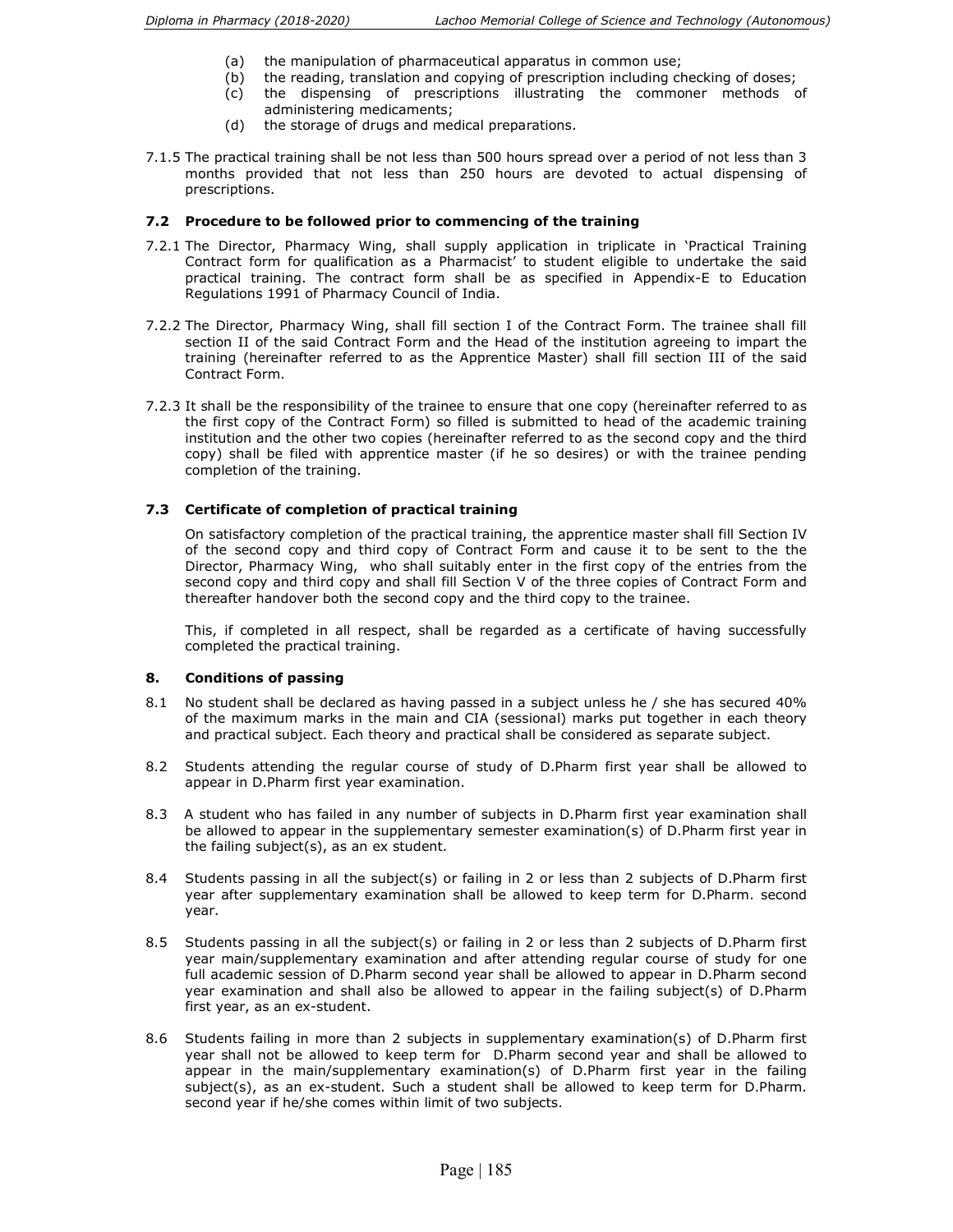(a) the manipulation of pharmaceutical apparatus in common use;
(b) the reading, translation and copying of prescription including checking of doses;
(c) the dispensing of prescriptions illustrating the commoner methods of administering medicaments;
(d) the storage of drugs and medical preparations.

7.1.5 The practical training shall be not less than 500 hours spread over a period of not less than 3 months provided that not less than 250 hours are devoted to actual dispensing of prescriptions.

### 7.2 Procedure to be followed prior to commencing of the training

7.2.1 The Director, Pharmacy Wing, shall supply application in triplicate in 'Practical Training Contract form for qualification as a Pharmacist' to student eligible to undertake the said practical training. The contract form shall be as specified in Appendix-E to Education Regulations 1991 of Pharmacy Council of India.

7.2.2 The Director, Pharmacy Wing, shall fill section I of the Contract Form. The trainee shall fill section II of the said Contract Form and the Head of the institution agreeing to impart the training (hereinafter referred to as the Apprentice Master) shall fill section III of the said Contract Form.

7.2.3 It shall be the responsibility of the trainee to ensure that one copy (hereinafter referred to as the first copy of the Contract Form) so filled is submitted to head of the academic training institution and the other two copies (hereinafter referred to as the second copy and the third copy) shall be filed with apprentice master (if he so desires) or with the trainee pending completion of the training.

### 7.3 Certificate of completion of practical training

On satisfactory completion of the practical training, the apprentice master shall fill Section IV of the second copy and third copy of Contract Form and cause it to be sent to the the Director, Pharmacy Wing, who shall suitably enter in the first copy of the entries from the second copy and third copy and shall fill Section V of the three copies of Contract Form and thereafter handover both the second copy and the third copy to the trainee.

This, if completed in all respect, shall be regarded as a certificate of having successfully completed the practical training.

## 8. Conditions of passing

8.1 No student shall be declared as having passed in a subject unless he / she has secured 40% of the maximum marks in the main and CIA (sessional) marks put together in each theory and practical subject. Each theory and practical shall be considered as separate subject.

8.2 Students attending the regular course of study of D.Pharm first year shall be allowed to appear in D.Pharm first year examination.

8.3 A student who has failed in any number of subjects in D.Pharm first year examination shall be allowed to appear in the supplementary semester examination(s) of D.Pharm first year in the failing subject(s), as an ex student.

8.4 Students passing in all the subject(s) or failing in 2 or less than 2 subjects of D.Pharm first year after supplementary examination shall be allowed to keep term for D.Pharm. second year.

8.5 Students passing in all the subject(s) or failing in 2 or less than 2 subjects of D.Pharm first year main/supplementary examination and after attending regular course of study for one full academic session of D.Pharm second year shall be allowed to appear in D.Pharm second year examination and shall also be allowed to appear in the failing subject(s) of D.Pharm first year, as an ex-student.

8.6 Students failing in more than 2 subjects in supplementary examination(s) of D.Pharm first year shall not be allowed to keep term for D.Pharm second year and shall be allowed to appear in the main/supplementary examination(s) of D.Pharm first year in the failing subject(s), as an ex-student. Such a student shall be allowed to keep term for D.Pharm. second year if he/she comes within limit of two subjects.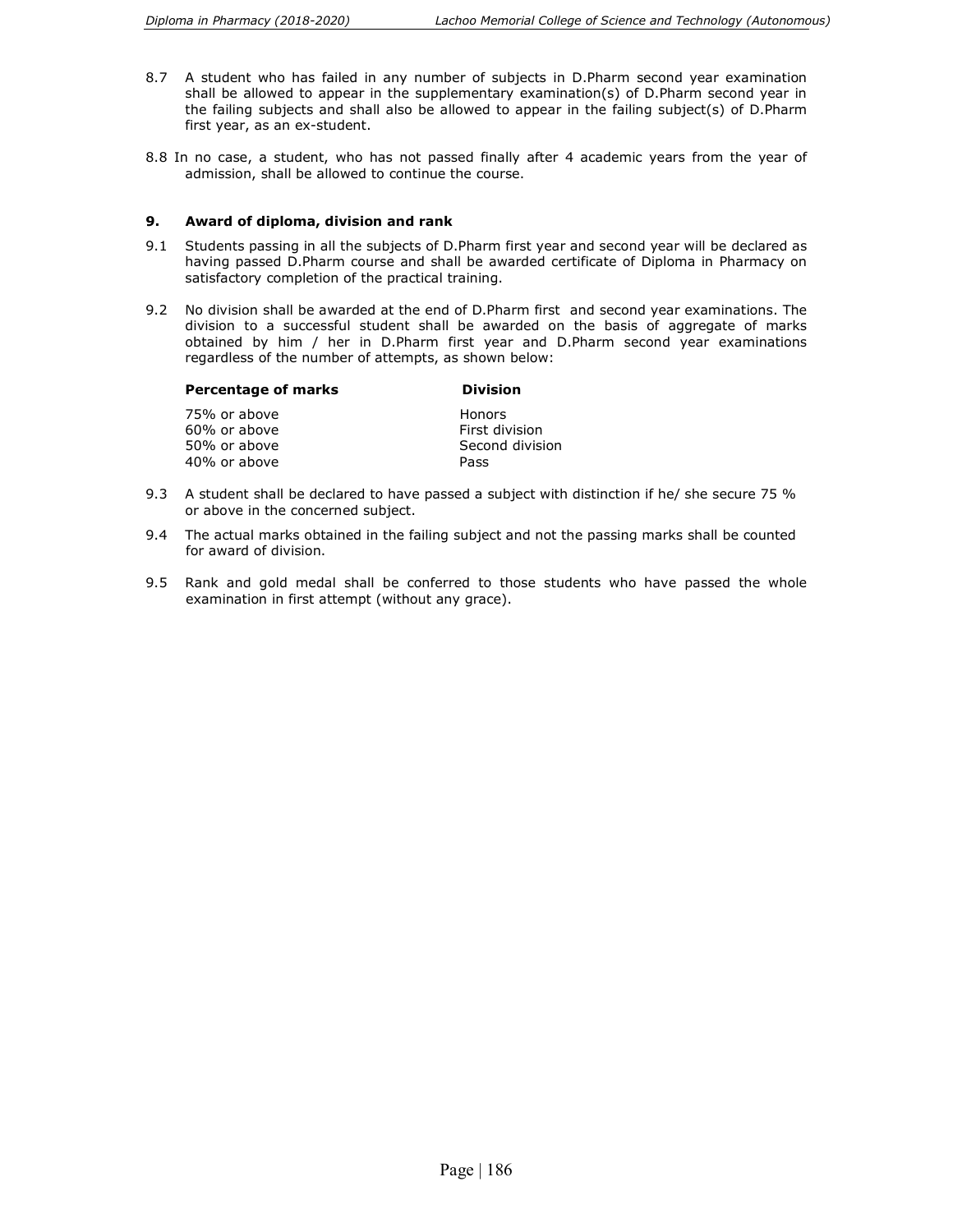8.7 A student who has failed in any number of subjects in D.Pharm second year examination shall be allowed to appear in the supplementary examination(s) of D.Pharm second year in the failing subjects and shall also be allowed to appear in the failing subject(s) of D.Pharm first year, as an ex-student.

8.8 In no case, a student, who has not passed finally after 4 academic years from the year of admission, shall be allowed to continue the course.

## 9. Award of diploma, division and rank

9.1 Students passing in all the subjects of D.Pharm first year and second year will be declared as having passed D.Pharm course and shall be awarded certificate of Diploma in Pharmacy on satisfactory completion of the practical training.

9.2 No division shall be awarded at the end of D.Pharm first and second year examinations. The division to a successful student shall be awarded on the basis of aggregate of marks obtained by him / her in D.Pharm first year and D.Pharm second year examinations regardless of the number of attempts, as shown below:

| Percentage of marks | Division |
|---|---|
| 75% or above | Honors |
| 60% or above | First division |
| 50% or above | Second division |
| 40% or above | Pass |

9.3 A student shall be declared to have passed a subject with distinction if he/ she secure 75 % or above in the concerned subject.

9.4 The actual marks obtained in the failing subject and not the passing marks shall be counted for award of division.

9.5 Rank and gold medal shall be conferred to those students who have passed the whole examination in first attempt (without any grace).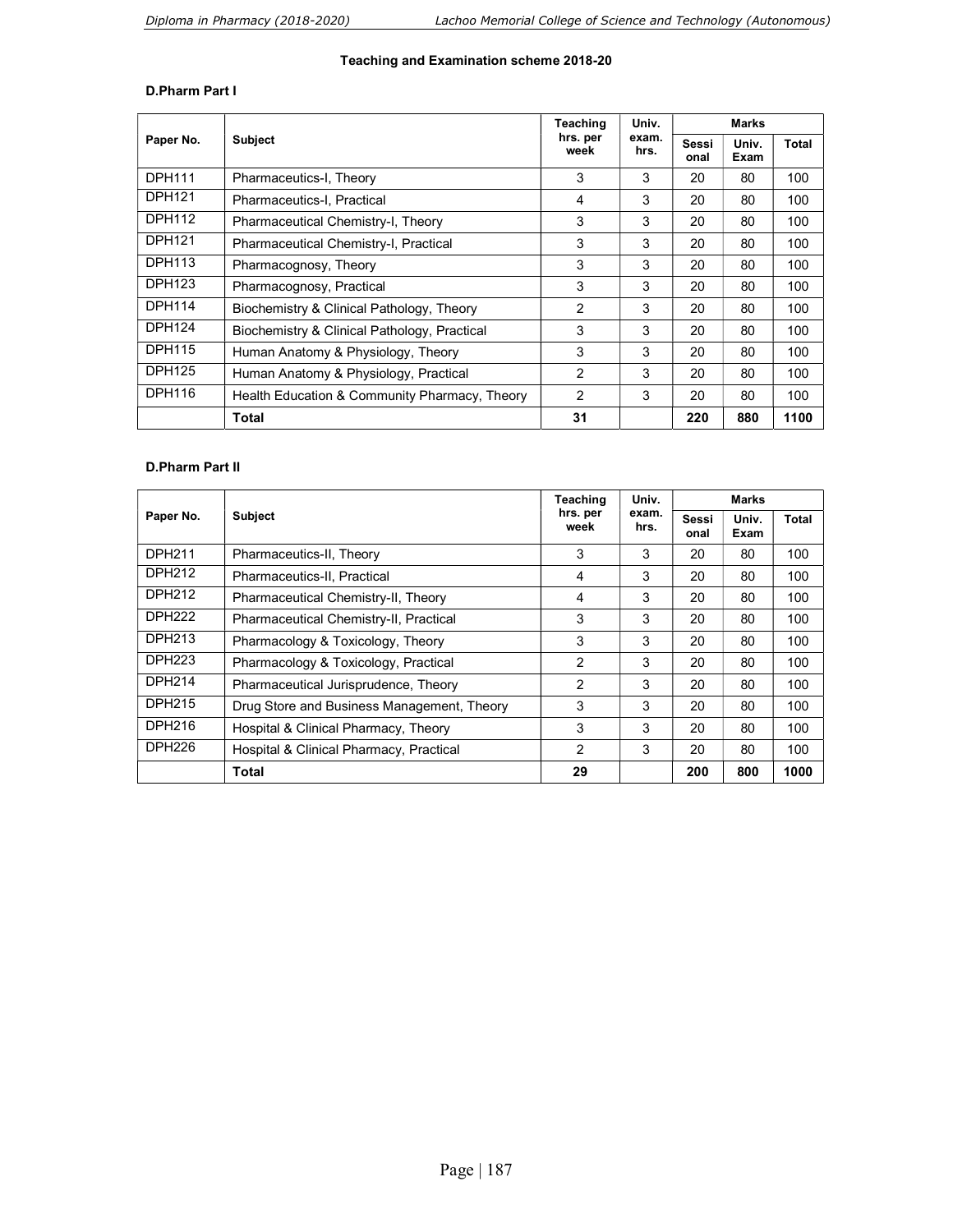### Teaching and Examination scheme 2018-20

#### D.Pharm Part I

| Paper No. | Subject | Teaching hrs. per week | Univ. exam. hrs. | Marks | | |
|---|---|---|---|---|---|---|
| | | | | Sessional | Univ. Exam | Total |
| DPH111 | Pharmaceutics-I, Theory | 3 | 3 | 20 | 80 | 100 |
| DPH121 | Pharmaceutics-I, Practical | 4 | 3 | 20 | 80 | 100 |
| DPH112 | Pharmaceutical Chemistry-I, Theory | 3 | 3 | 20 | 80 | 100 |
| DPH121 | Pharmaceutical Chemistry-I, Practical | 3 | 3 | 20 | 80 | 100 |
| DPH113 | Pharmacognosy, Theory | 3 | 3 | 20 | 80 | 100 |
| DPH123 | Pharmacognosy, Practical | 3 | 3 | 20 | 80 | 100 |
| DPH114 | Biochemistry & Clinical Pathology, Theory | 2 | 3 | 20 | 80 | 100 |
| DPH124 | Biochemistry & Clinical Pathology, Practical | 3 | 3 | 20 | 80 | 100 |
| DPH115 | Human Anatomy & Physiology, Theory | 3 | 3 | 20 | 80 | 100 |
| DPH125 | Human Anatomy & Physiology, Practical | 2 | 3 | 20 | 80 | 100 |
| DPH116 | Health Education & Community Pharmacy, Theory | 2 | 3 | 20 | 80 | 100 |
| | **Total** | **31** | | **220** | **880** | **1100** |

#### D.Pharm Part II

| Paper No. | Subject | Teaching hrs. per week | Univ. exam. hrs. | Marks | | |
|---|---|---|---|---|---|---|
| | | | | Sessional | Univ. Exam | Total |
| DPH211 | Pharmaceutics-II, Theory | 3 | 3 | 20 | 80 | 100 |
| DPH212 | Pharmaceutics-II, Practical | 4 | 3 | 20 | 80 | 100 |
| DPH212 | Pharmaceutical Chemistry-II, Theory | 4 | 3 | 20 | 80 | 100 |
| DPH222 | Pharmaceutical Chemistry-II, Practical | 3 | 3 | 20 | 80 | 100 |
| DPH213 | Pharmacology & Toxicology, Theory | 3 | 3 | 20 | 80 | 100 |
| DPH223 | Pharmacology & Toxicology, Practical | 2 | 3 | 20 | 80 | 100 |
| DPH214 | Pharmaceutical Jurisprudence, Theory | 2 | 3 | 20 | 80 | 100 |
| DPH215 | Drug Store and Business Management, Theory | 3 | 3 | 20 | 80 | 100 |
| DPH216 | Hospital & Clinical Pharmacy, Theory | 3 | 3 | 20 | 80 | 100 |
| DPH226 | Hospital & Clinical Pharmacy, Practical | 2 | 3 | 20 | 80 | 100 |
| | **Total** | **29** | | **200** | **800** | **1000** |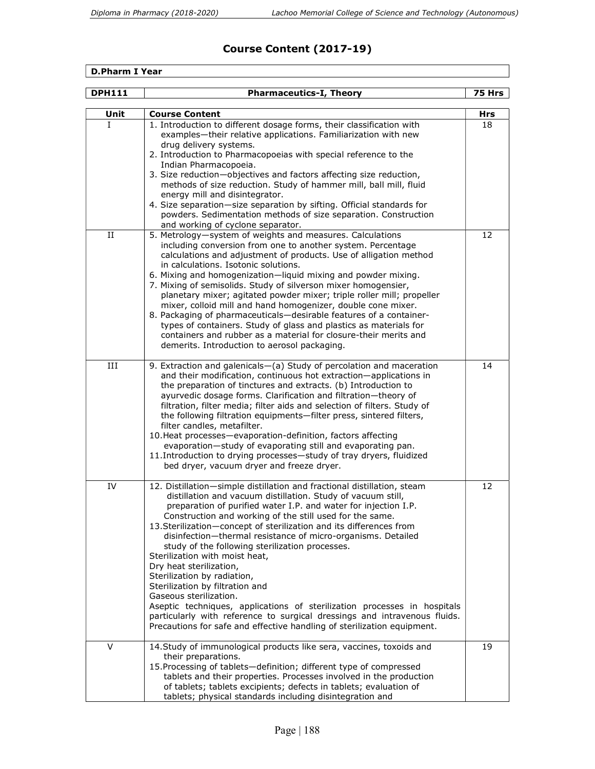# Course Content (2017-19)

**D.Pharm I Year**

| DPH111 | Pharmaceutics-I, Theory | 75 Hrs |
|---|---|---|

| Unit | Course Content | Hrs |
|---|---|---|
| I | 1. Introduction to different dosage forms, their classification with examples—their relative applications. Familiarization with new drug delivery systems.<br>2. Introduction to Pharmacopoeias with special reference to the Indian Pharmacopoeia.<br>3. Size reduction—objectives and factors affecting size reduction, methods of size reduction. Study of hammer mill, ball mill, fluid energy mill and disintegrator.<br>4. Size separation—size separation by sifting. Official standards for powders. Sedimentation methods of size separation. Construction and working of cyclone separator. | 18 |
| II | 5. Metrology—system of weights and measures. Calculations including conversion from one to another system. Percentage calculations and adjustment of products. Use of alligation method in calculations. Isotonic solutions.<br>6. Mixing and homogenization—liquid mixing and powder mixing.<br>7. Mixing of semisolids. Study of silverson mixer homogensier, planetary mixer; agitated powder mixer; triple roller mill; propeller mixer, colloid mill and hand homogenizer, double cone mixer.<br>8. Packaging of pharmaceuticals—desirable features of a container-types of containers. Study of glass and plastics as materials for containers and rubber as a material for closure-their merits and demerits. Introduction to aerosol packaging. | 12 |
| III | 9. Extraction and galenicals—(a) Study of percolation and maceration and their modification, continuous hot extraction—applications in the preparation of tinctures and extracts. (b) Introduction to ayurvedic dosage forms. Clarification and filtration—theory of filtration, filter media; filter aids and selection of filters. Study of the following filtration equipments—filter press, sintered filters, filter candles, metafilter.<br>10. Heat processes—evaporation-definition, factors affecting evaporation—study of evaporating still and evaporating pan.<br>11. Introduction to drying processes—study of tray dryers, fluidized bed dryer, vacuum dryer and freeze dryer. | 14 |
| IV | 12. Distillation—simple distillation and fractional distillation, steam distillation and vacuum distillation. Study of vacuum still, preparation of purified water I.P. and water for injection I.P. Construction and working of the still used for the same.<br>13. Sterilization—concept of sterilization and its differences from disinfection—thermal resistance of micro-organisms. Detailed study of the following sterilization processes.<br>Sterilization with moist heat,<br>Dry heat sterilization,<br>Sterilization by radiation,<br>Sterilization by filtration and<br>Gaseous sterilization.<br>Aseptic techniques, applications of sterilization processes in hospitals particularly with reference to surgical dressings and intravenous fluids. Precautions for safe and effective handling of sterilization equipment. | 12 |
| V | 14. Study of immunological products like sera, vaccines, toxoids and their preparations.<br>15. Processing of tablets—definition; different type of compressed tablets and their properties. Processes involved in the production of tablets; tablets excipients; defects in tablets; evaluation of tablets; physical standards including disintegration and | 19 |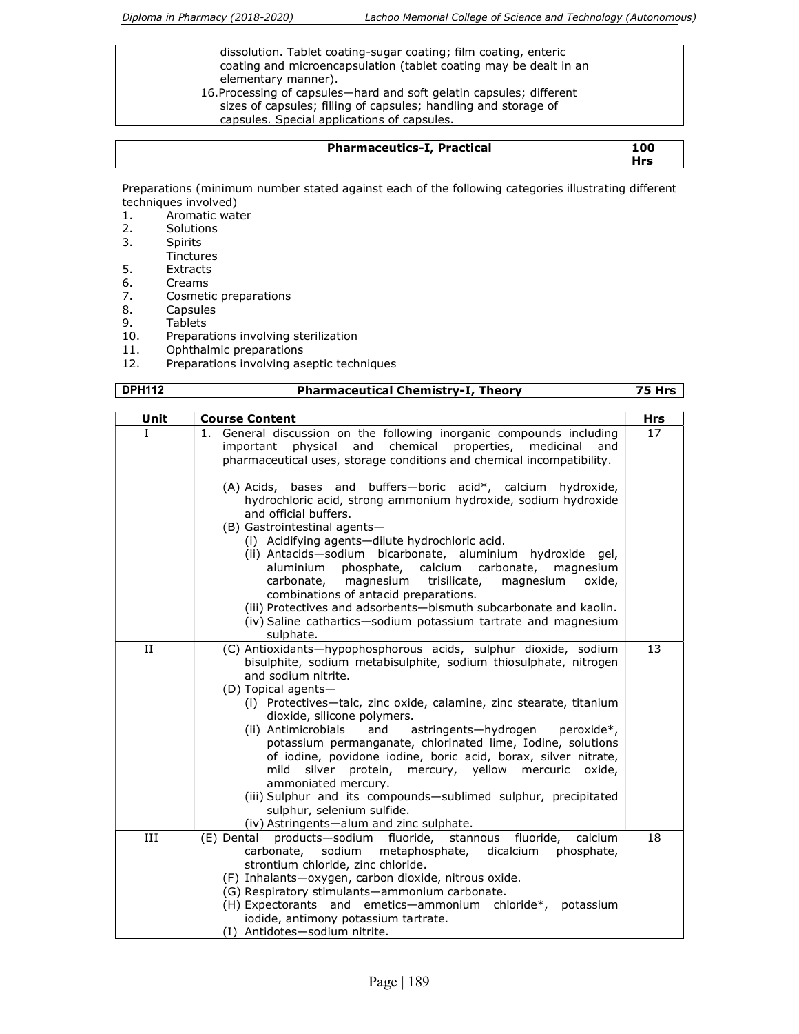| | dissolution. Tablet coating-sugar coating; film coating, enteric coating and microencapsulation (tablet coating may be dealt in an elementary manner).<br>16. Processing of capsules—hard and soft gelatin capsules; different sizes of capsules; filling of capsules; handling and storage of capsules. Special applications of capsules. | |
|---|---|---|

| | **Pharmaceutics-I, Practical** | **100 Hrs** |
|---|---|---|

Preparations (minimum number stated against each of the following categories illustrating different techniques involved)

1. Aromatic water
2. Solutions
3. Spirits
   Tinctures
5. Extracts
6. Creams
7. Cosmetic preparations
8. Capsules
9. Tablets
10. Preparations involving sterilization
11. Ophthalmic preparations
12. Preparations involving aseptic techniques

| **DPH112** | **Pharmaceutical Chemistry-I, Theory** | **75 Hrs** |
|---|---|---|

| Unit | Course Content | Hrs |
|---|---|---|
| I | 1. General discussion on the following inorganic compounds including important physical and chemical properties, medicinal and pharmaceutical uses, storage conditions and chemical incompatibility.<br><br>(A) Acids, bases and buffers—boric acid*, calcium hydroxide, hydrochloric acid, strong ammonium hydroxide, sodium hydroxide and official buffers.<br>(B) Gastrointestinal agents—<br>(i) Acidifying agents—dilute hydrochloric acid.<br>(ii) Antacids—sodium bicarbonate, aluminium hydroxide gel, aluminium phosphate, calcium carbonate, magnesium carbonate, magnesium trisilicate, magnesium oxide, combinations of antacid preparations.<br>(iii) Protectives and adsorbents—bismuth subcarbonate and kaolin.<br>(iv) Saline cathartics—sodium potassium tartrate and magnesium sulphate. | 17 |
| II | (C) Antioxidants—hypophosphorous acids, sulphur dioxide, sodium bisulphite, sodium metabisulphite, sodium thiosulphate, nitrogen and sodium nitrite.<br>(D) Topical agents—<br>(i) Protectives—talc, zinc oxide, calamine, zinc stearate, titanium dioxide, silicone polymers.<br>(ii) Antimicrobials and astringents—hydrogen peroxide*, potassium permanganate, chlorinated lime, Iodine, solutions of iodine, povidone iodine, boric acid, borax, silver nitrate, mild silver protein, mercury, yellow mercuric oxide, ammoniated mercury.<br>(iii) Sulphur and its compounds—sublimed sulphur, precipitated sulphur, selenium sulfide.<br>(iv) Astringents—alum and zinc sulphate. | 13 |
| III | (E) Dental products—sodium fluoride, stannous fluoride, calcium carbonate, sodium metaphosphate, dicalcium phosphate, strontium chloride, zinc chloride.<br>(F) Inhalants—oxygen, carbon dioxide, nitrous oxide.<br>(G) Respiratory stimulants—ammonium carbonate.<br>(H) Expectorants and emetics—ammonium chloride*, potassium iodide, antimony potassium tartrate.<br>(I) Antidotes—sodium nitrite. | 18 |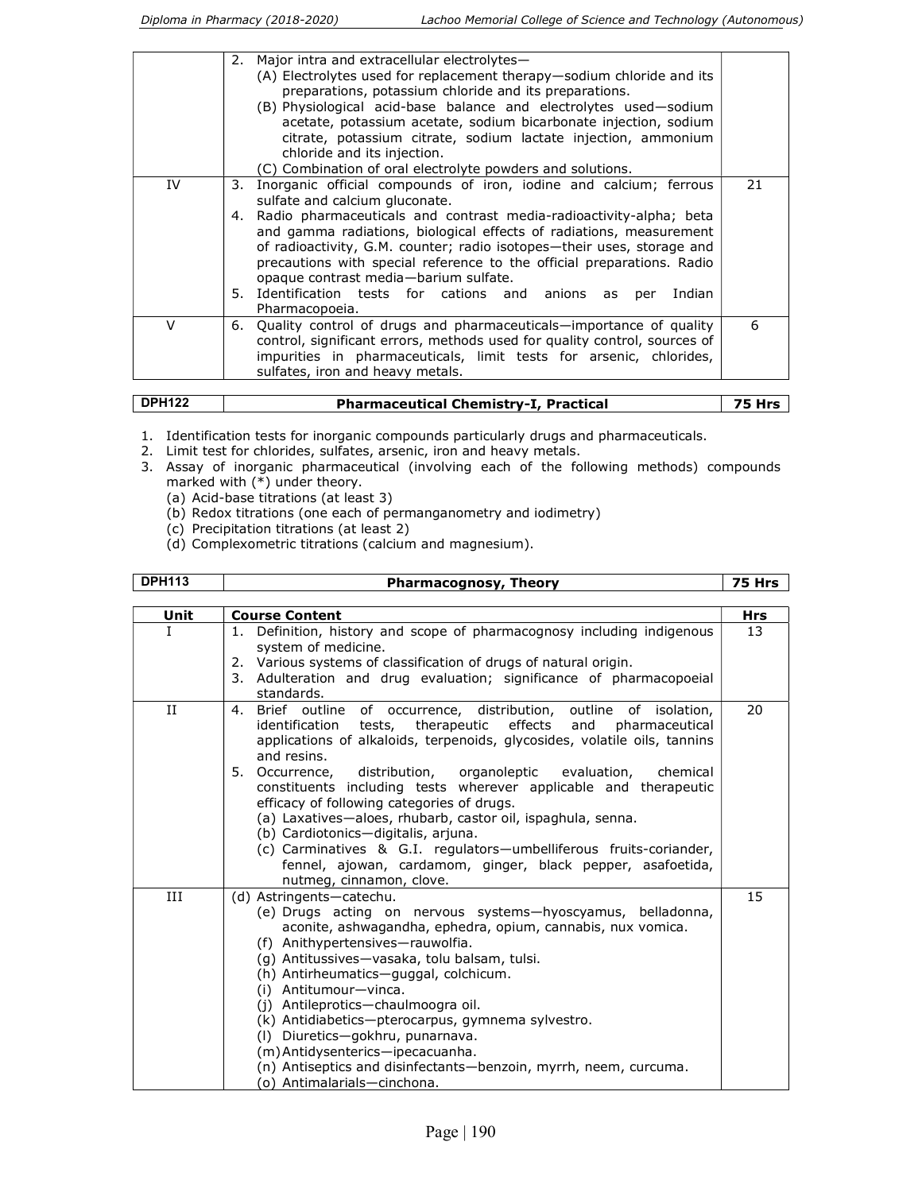| | | |
|---|---|---|
| | 2. Major intra and extracellular electrolytes—<br>(A) Electrolytes used for replacement therapy—sodium chloride and its preparations, potassium chloride and its preparations.<br>(B) Physiological acid-base balance and electrolytes used—sodium acetate, potassium acetate, sodium bicarbonate injection, sodium citrate, potassium citrate, sodium lactate injection, ammonium chloride and its injection.<br>(C) Combination of oral electrolyte powders and solutions. | |
| IV | 3. Inorganic official compounds of iron, iodine and calcium; ferrous sulfate and calcium gluconate.<br>4. Radio pharmaceuticals and contrast media-radioactivity-alpha; beta and gamma radiations, biological effects of radiations, measurement of radioactivity, G.M. counter; radio isotopes—their uses, storage and precautions with special reference to the official preparations. Radio opaque contrast media—barium sulfate.<br>5. Identification tests for cations and anions as per Indian Pharmacopoeia. | 21 |
| V | 6. Quality control of drugs and pharmaceuticals—importance of quality control, significant errors, methods used for quality control, sources of impurities in pharmaceuticals, limit tests for arsenic, chlorides, sulfates, iron and heavy metals. | 6 |

| DPH122 | Pharmaceutical Chemistry-I, Practical | 75 Hrs |
|---|---|---|

1. Identification tests for inorganic compounds particularly drugs and pharmaceuticals.
2. Limit test for chlorides, sulfates, arsenic, iron and heavy metals.
3. Assay of inorganic pharmaceutical (involving each of the following methods) compounds marked with (*) under theory.
   - (a) Acid-base titrations (at least 3)
   - (b) Redox titrations (one each of permanganometry and iodimetry)
   - (c) Precipitation titrations (at least 2)
   - (d) Complexometric titrations (calcium and magnesium).

| DPH113 | Pharmacognosy, Theory | 75 Hrs |
|---|---|---|

| Unit | Course Content | Hrs |
|---|---|---|
| I | 1. Definition, history and scope of pharmacognosy including indigenous system of medicine.<br>2. Various systems of classification of drugs of natural origin.<br>3. Adulteration and drug evaluation; significance of pharmacopoeial standards. | 13 |
| II | 4. Brief outline of occurrence, distribution, outline of isolation, identification tests, therapeutic effects and pharmaceutical applications of alkaloids, terpenoids, glycosides, volatile oils, tannins and resins.<br>5. Occurrence, distribution, organoleptic evaluation, chemical constituents including tests wherever applicable and therapeutic efficacy of following categories of drugs.<br>(a) Laxatives—aloes, rhubarb, castor oil, ispaghula, senna.<br>(b) Cardiotonics—digitalis, arjuna.<br>(c) Carminatives & G.I. regulators—umbelliferous fruits-coriander, fennel, ajowan, cardamom, ginger, black pepper, asafoetida, nutmeg, cinnamon, clove. | 20 |
| III | (d) Astringents—catechu.<br>(e) Drugs acting on nervous systems—hyoscyamus, belladonna, aconite, ashwagandha, ephedra, opium, cannabis, nux vomica.<br>(f) Anithypertensives—rauwolfia.<br>(g) Antitussives—vasaka, tolu balsam, tulsi.<br>(h) Antirheumatics—guggal, colchicum.<br>(i) Antitumour—vinca.<br>(j) Antileprotics—chaulmoogra oil.<br>(k) Antidiabetics—pterocarpus, gymnema sylvestro.<br>(l) Diuretics—gokhru, punarnava.<br>(m) Antidysenterics—ipecacuanha.<br>(n) Antiseptics and disinfectants—benzoin, myrrh, neem, curcuma.<br>(o) Antimalarials—cinchona. | 15 |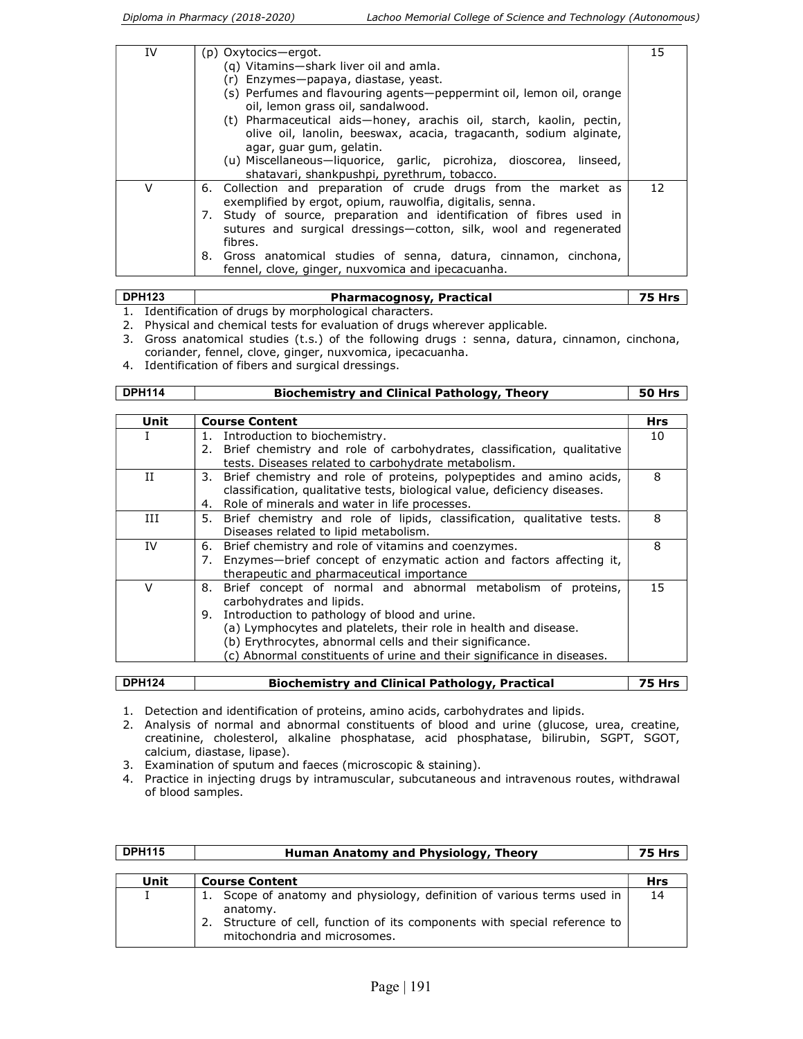| | | |
|---|---|---|
| IV | (p) Oxytocics—ergot.<br>(q) Vitamins—shark liver oil and amla.<br>(r) Enzymes—papaya, diastase, yeast.<br>(s) Perfumes and flavouring agents—peppermint oil, lemon oil, orange oil, lemon grass oil, sandalwood.<br>(t) Pharmaceutical aids—honey, arachis oil, starch, kaolin, pectin, olive oil, lanolin, beeswax, acacia, tragacanth, sodium alginate, agar, guar gum, gelatin.<br>(u) Miscellaneous—liquorice, garlic, picrohiza, dioscorea, linseed, shatavari, shankpushpi, pyrethrum, tobacco. | 15 |
| V | 6. Collection and preparation of crude drugs from the market as exemplified by ergot, opium, rauwolfia, digitalis, senna.<br>7. Study of source, preparation and identification of fibres used in sutures and surgical dressings—cotton, silk, wool and regenerated fibres.<br>8. Gross anatomical studies of senna, datura, cinnamon, cinchona, fennel, clove, ginger, nuxvomica and ipecacuanha. | 12 |

| DPH123 | Pharmacognosy, Practical | 75 Hrs |
|---|---|---|

1. Identification of drugs by morphological characters.
2. Physical and chemical tests for evaluation of drugs wherever applicable.
3. Gross anatomical studies (t.s.) of the following drugs : senna, datura, cinnamon, cinchona, coriander, fennel, clove, ginger, nuxvomica, ipecacuanha.
4. Identification of fibers and surgical dressings.

| DPH114 | Biochemistry and Clinical Pathology, Theory | 50 Hrs |
|---|---|---|

| Unit | Course Content | Hrs |
|---|---|---|
| I | 1. Introduction to biochemistry.<br>2. Brief chemistry and role of carbohydrates, classification, qualitative tests. Diseases related to carbohydrate metabolism. | 10 |
| II | 3. Brief chemistry and role of proteins, polypeptides and amino acids, classification, qualitative tests, biological value, deficiency diseases.<br>4. Role of minerals and water in life processes. | 8 |
| III | 5. Brief chemistry and role of lipids, classification, qualitative tests. Diseases related to lipid metabolism. | 8 |
| IV | 6. Brief chemistry and role of vitamins and coenzymes.<br>7. Enzymes—brief concept of enzymatic action and factors affecting it, therapeutic and pharmaceutical importance | 8 |
| V | 8. Brief concept of normal and abnormal metabolism of proteins, carbohydrates and lipids.<br>9. Introduction to pathology of blood and urine.<br>(a) Lymphocytes and platelets, their role in health and disease.<br>(b) Erythrocytes, abnormal cells and their significance.<br>(c) Abnormal constituents of urine and their significance in diseases. | 15 |

| DPH124 | Biochemistry and Clinical Pathology, Practical | 75 Hrs |
|---|---|---|

1. Detection and identification of proteins, amino acids, carbohydrates and lipids.
2. Analysis of normal and abnormal constituents of blood and urine (glucose, urea, creatine, creatinine, cholesterol, alkaline phosphatase, acid phosphatase, bilirubin, SGPT, SGOT, calcium, diastase, lipase).
3. Examination of sputum and faeces (microscopic & staining).
4. Practice in injecting drugs by intramuscular, subcutaneous and intravenous routes, withdrawal of blood samples.

| DPH115 | Human Anatomy and Physiology, Theory | 75 Hrs |
|---|---|---|

| Unit | Course Content | Hrs |
|---|---|---|
| I | 1. Scope of anatomy and physiology, definition of various terms used in anatomy.<br>2. Structure of cell, function of its components with special reference to mitochondria and microsomes. | 14 |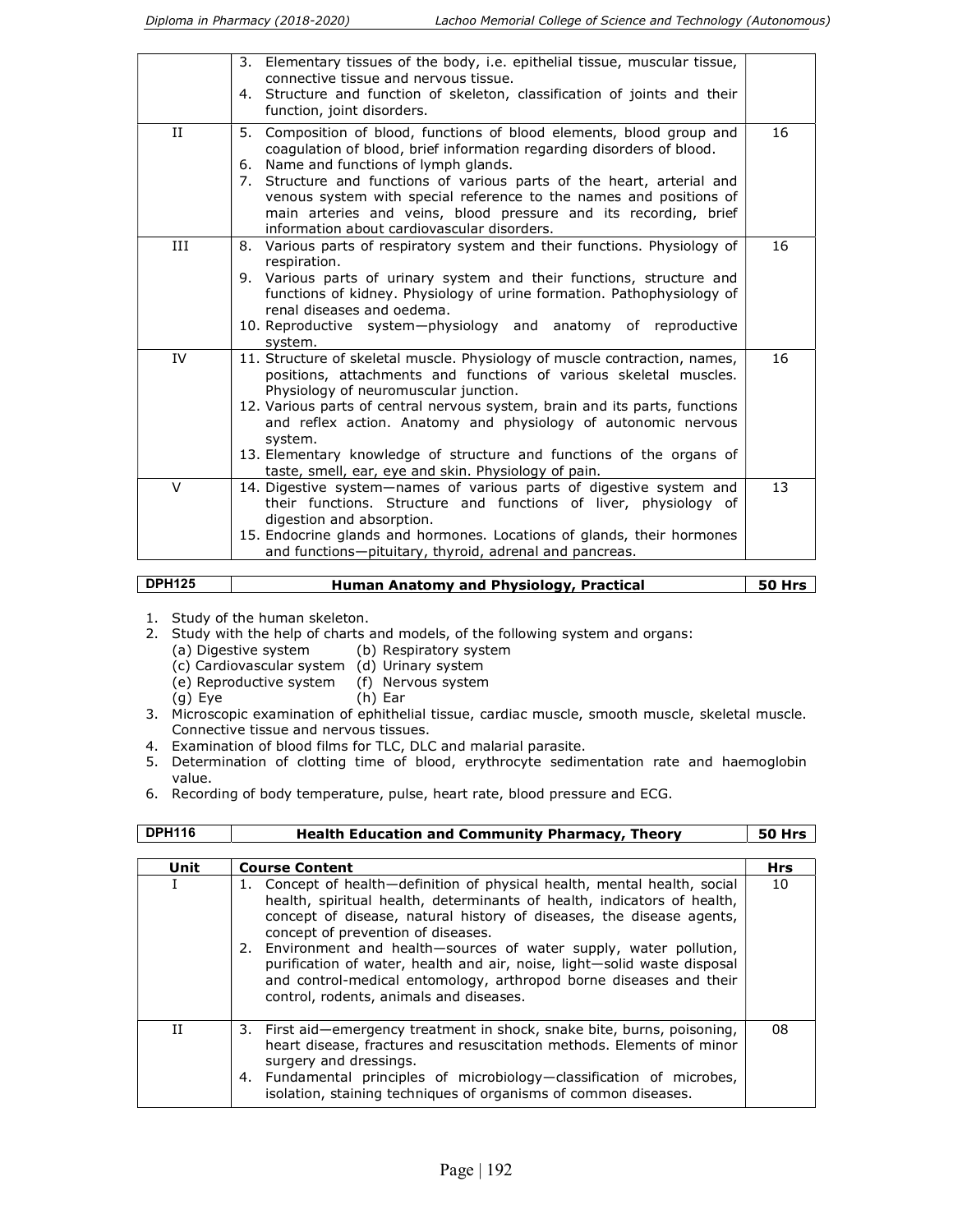|  | 3. Elementary tissues of the body, i.e. epithelial tissue, muscular tissue, connective tissue and nervous tissue.<br>4. Structure and function of skeleton, classification of joints and their function, joint disorders. |  |
|---|---|---|
| II | 5. Composition of blood, functions of blood elements, blood group and coagulation of blood, brief information regarding disorders of blood.<br>6. Name and functions of lymph glands.<br>7. Structure and functions of various parts of the heart, arterial and venous system with special reference to the names and positions of main arteries and veins, blood pressure and its recording, brief information about cardiovascular disorders. | 16 |
| III | 8. Various parts of respiratory system and their functions. Physiology of respiration.<br>9. Various parts of urinary system and their functions, structure and functions of kidney. Physiology of urine formation. Pathophysiology of renal diseases and oedema.<br>10. Reproductive system—physiology and anatomy of reproductive system. | 16 |
| IV | 11. Structure of skeletal muscle. Physiology of muscle contraction, names, positions, attachments and functions of various skeletal muscles. Physiology of neuromuscular junction.<br>12. Various parts of central nervous system, brain and its parts, functions and reflex action. Anatomy and physiology of autonomic nervous system.<br>13. Elementary knowledge of structure and functions of the organs of taste, smell, ear, eye and skin. Physiology of pain. | 16 |
| V | 14. Digestive system—names of various parts of digestive system and their functions. Structure and functions of liver, physiology of digestion and absorption.<br>15. Endocrine glands and hormones. Locations of glands, their hormones and functions—pituitary, thyroid, adrenal and pancreas. | 13 |

| DPH125 | Human Anatomy and Physiology, Practical | 50 Hrs |
|---|---|---|

1. Study of the human skeleton.
2. Study with the help of charts and models, of the following system and organs:
   (a) Digestive system (b) Respiratory system
   (c) Cardiovascular system (d) Urinary system
   (e) Reproductive system (f) Nervous system
   (g) Eye (h) Ear
3. Microscopic examination of ephithelial tissue, cardiac muscle, smooth muscle, skeletal muscle. Connective tissue and nervous tissues.
4. Examination of blood films for TLC, DLC and malarial parasite.
5. Determination of clotting time of blood, erythrocyte sedimentation rate and haemoglobin value.
6. Recording of body temperature, pulse, heart rate, blood pressure and ECG.

| DPH116 | Health Education and Community Pharmacy, Theory | 50 Hrs |
|---|---|---|

| Unit | Course Content | Hrs |
|---|---|---|
| I | 1. Concept of health—definition of physical health, mental health, social health, spiritual health, determinants of health, indicators of health, concept of disease, natural history of diseases, the disease agents, concept of prevention of diseases.<br>2. Environment and health—sources of water supply, water pollution, purification of water, health and air, noise, light—solid waste disposal and control-medical entomology, arthropod borne diseases and their control, rodents, animals and diseases. | 10 |
| II | 3. First aid—emergency treatment in shock, snake bite, burns, poisoning, heart disease, fractures and resuscitation methods. Elements of minor surgery and dressings.<br>4. Fundamental principles of microbiology—classification of microbes, isolation, staining techniques of organisms of common diseases. | 08 |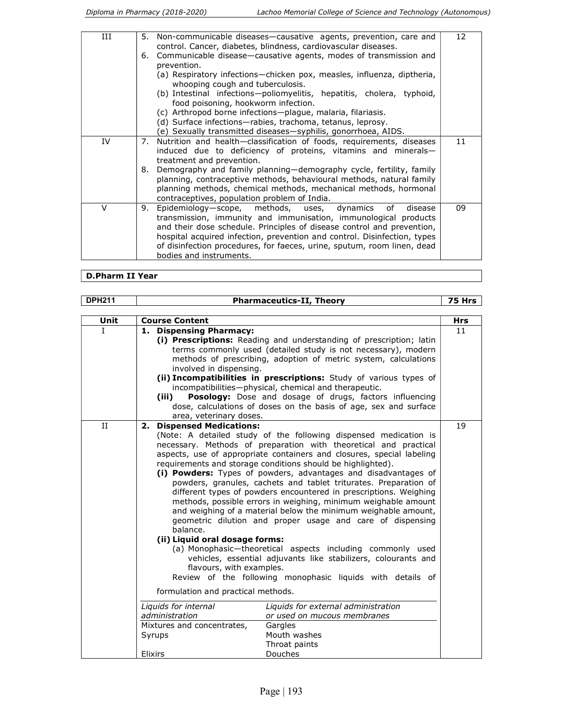| | | |
|---|---|---|
| III | 5. Non-communicable diseases—causative agents, prevention, care and control. Cancer, diabetes, blindness, cardiovascular diseases.<br>6. Communicable disease—causative agents, modes of transmission and prevention.<br>(a) Respiratory infections—chicken pox, measles, influenza, diptheria, whooping cough and tuberculosis.<br>(b) Intestinal infections—poliomyelitis, hepatitis, cholera, typhoid, food poisoning, hookworm infection.<br>(c) Arthropod borne infections—plague, malaria, filariasis.<br>(d) Surface infections—rabies, trachoma, tetanus, leprosy.<br>(e) Sexually transmitted diseases—syphilis, gonorrhoea, AIDS. | 12 |
| IV | 7. Nutrition and health—classification of foods, requirements, diseases induced due to deficiency of proteins, vitamins and minerals—treatment and prevention.<br>8. Demography and family planning—demography cycle, fertility, family planning, contraceptive methods, behavioural methods, natural family planning methods, chemical methods, mechanical methods, hormonal contraceptives, population problem of India. | 11 |
| V | 9. Epidemiology—scope, methods, uses, dynamics of disease transmission, immunity and immunisation, immunological products and their dose schedule. Principles of disease control and prevention, hospital acquired infection, prevention and control. Disinfection, types of disinfection procedures, for faeces, urine, sputum, room linen, dead bodies and instruments. | 09 |

**D.Pharm II Year**

| DPH211 | Pharmaceutics-II, Theory | 75 Hrs |
|---|---|---|

| Unit | Course Content | Hrs |
|---|---|---|
| I | **1. Dispensing Pharmacy:**<br>**(i) Prescriptions:** Reading and understanding of prescription; latin terms commonly used (detailed study is not necessary), modern methods of prescribing, adoption of metric system, calculations involved in dispensing.<br>**(ii) Incompatibilities in prescriptions:** Study of various types of incompatibilities—physical, chemical and therapeutic.<br>**(iii) Posology:** Dose and dosage of drugs, factors influencing dose, calculations of doses on the basis of age, sex and surface area, veterinary doses. | 11 |
| II | **2. Dispensed Medications:**<br>(Note: A detailed study of the following dispensed medication is necessary. Methods of preparation with theoretical and practical aspects, use of appropriate containers and closures, special labeling requirements and storage conditions should be highlighted).<br>**(i) Powders:** Types of powders, advantages and disadvantages of powders, granules, cachets and tablet triturates. Preparation of different types of powders encountered in prescriptions. Weighing methods, possible errors in weighing, minimum weighable amount and weighing of a material below the minimum weighable amount, geometric dilution and proper usage and care of dispensing balance.<br>**(ii) Liquid oral dosage forms:**<br>(a) Monophasic—theoretical aspects including commonly used vehicles, essential adjuvants like stabilizers, colourants and flavours, with examples.<br>Review of the following monophasic liquids with details of formulation and practical methods.<br>*Liquids for internal administration* / *Liquids for external administration or used on mucous membranes*<br>Mixtures and concentrates, Syrups, Elixirs / Gargles, Mouth washes, Throat paints, Douches | 19 |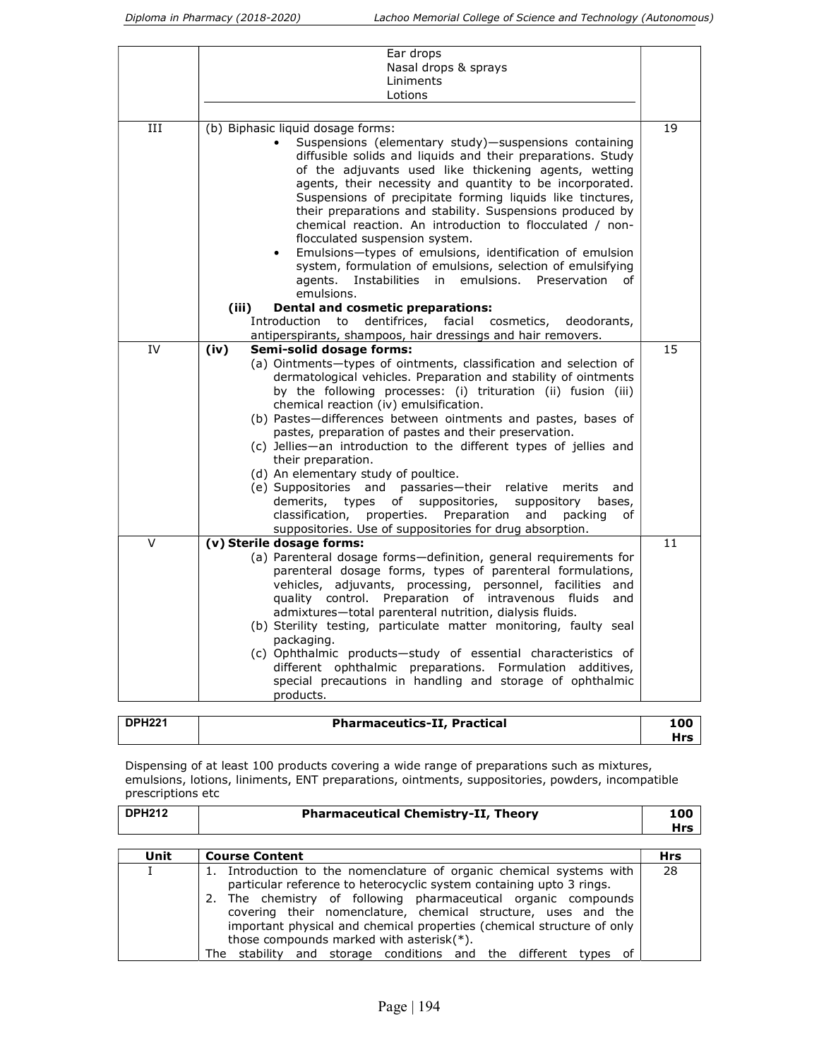| | | |
|---|---|---|
| | Ear drops<br>Nasal drops & sprays<br>Liniments<br>Lotions | |
| III | (b) Biphasic liquid dosage forms:<br>• Suspensions (elementary study)—suspensions containing diffusible solids and liquids and their preparations. Study of the adjuvants used like thickening agents, wetting agents, their necessity and quantity to be incorporated. Suspensions of precipitate forming liquids like tinctures, their preparations and stability. Suspensions produced by chemical reaction. An introduction to flocculated / non-flocculated suspension system.<br>• Emulsions—types of emulsions, identification of emulsion system, formulation of emulsions, selection of emulsifying agents. Instabilities in emulsions. Preservation of emulsions.<br>**(iii) Dental and cosmetic preparations:**<br>Introduction to dentifrices, facial cosmetics, deodorants, antiperspirants, shampoos, hair dressings and hair removers. | 19 |
| IV | **(iv) Semi-solid dosage forms:**<br>(a) Ointments—types of ointments, classification and selection of dermatological vehicles. Preparation and stability of ointments by the following processes: (i) trituration (ii) fusion (iii) chemical reaction (iv) emulsification.<br>(b) Pastes—differences between ointments and pastes, bases of pastes, preparation of pastes and their preservation.<br>(c) Jellies—an introduction to the different types of jellies and their preparation.<br>(d) An elementary study of poultice.<br>(e) Suppositories and passaries—their relative merits and demerits, types of suppositories, suppository bases, classification, properties. Preparation and packing of suppositories. Use of suppositories for drug absorption. | 15 |
| V | **(v) Sterile dosage forms:**<br>(a) Parenteral dosage forms—definition, general requirements for parenteral dosage forms, types of parenteral formulations, vehicles, adjuvants, processing, personnel, facilities and quality control. Preparation of intravenous fluids and admixtures—total parenteral nutrition, dialysis fluids.<br>(b) Sterility testing, particulate matter monitoring, faulty seal packaging.<br>(c) Ophthalmic products—study of essential characteristics of different ophthalmic preparations. Formulation additives, special precautions in handling and storage of ophthalmic products. | 11 |

| DPH221 | Pharmaceutics-II, Practical | 100 Hrs |
|---|---|---|

Dispensing of at least 100 products covering a wide range of preparations such as mixtures, emulsions, lotions, liniments, ENT preparations, ointments, suppositories, powders, incompatible prescriptions etc

| DPH212 | Pharmaceutical Chemistry-II, Theory | 100 Hrs |
|---|---|---|

| Unit | Course Content | Hrs |
|---|---|---|
| I | 1. Introduction to the nomenclature of organic chemical systems with particular reference to heterocyclic system containing upto 3 rings.<br>2. The chemistry of following pharmaceutical organic compounds covering their nomenclature, chemical structure, uses and the important physical and chemical properties (chemical structure of only those compounds marked with asterisk(*).<br>The stability and storage conditions and the different types of | 28 |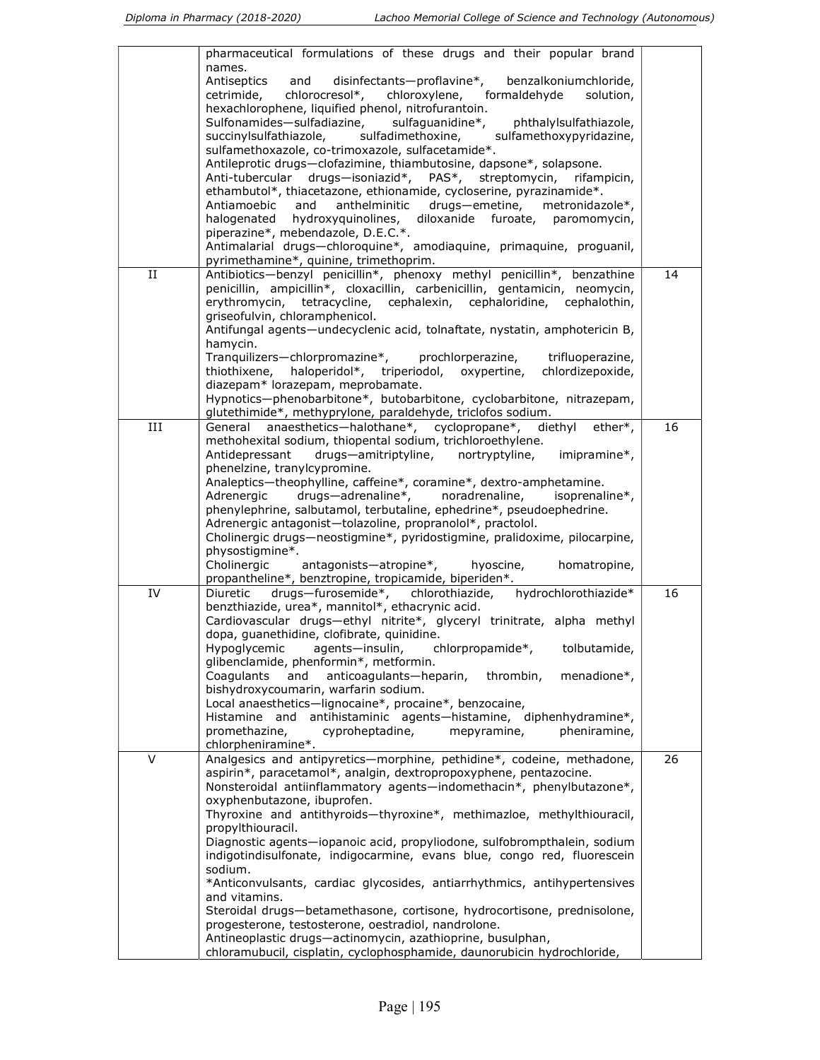| | | |
|---|---|---|
| | pharmaceutical formulations of these drugs and their popular brand names.<br>Antiseptics and disinfectants—proflavine*, benzalkoniumchloride, cetrimide, chlorocresol*, chloroxylene, formaldehyde solution, hexachlorophene, liquified phenol, nitrofurantoin.<br>Sulfonamides—sulfadiazine, sulfaguanidine*, phthalylsulfathiazole, succinylsulfathiazole, sulfadimethoxine, sulfamethoxypyridazine, sulfamethoxazole, co-trimoxazole, sulfacetamide*.<br>Antileprotic drugs—clofazimine, thiambutosine, dapsone*, solapsone.<br>Anti-tubercular drugs—isoniazid*, PAS*, streptomycin, rifampicin, ethambutol*, thiacetazone, ethionamide, cycloserine, pyrazinamide*.<br>Antiamoebic and anthelminitic drugs—emetine, metronidazole*, halogenated hydroxyquinolines, diloxanide furoate, paromomycin, piperazine*, mebendazole, D.E.C.*.<br>Antimalarial drugs—chloroquine*, amodiaquine, primaquine, proguanil, pyrimethamine*, quinine, trimethoprim. | |
| II | Antibiotics—benzyl penicillin*, phenoxy methyl penicillin*, benzathine penicillin, ampicillin*, cloxacillin, carbenicillin, gentamicin, neomycin, erythromycin, tetracycline, cephalexin, cephaloridine, cephalothin, griseofulvin, chloramphenicol.<br>Antifungal agents—undecyclenic acid, tolnaftate, nystatin, amphotericin B, hamycin.<br>Tranquilizers—chlorpromazine*, prochlorperazine, trifluoperazine, thiothixene, haloperidol*, triperiodol, oxypertine, chlordizepoxide, diazepam* lorazepam, meprobamate.<br>Hypnotics—phenobarbitone*, butobarbitone, cyclobarbitone, nitrazepam, glutethimide*, methyprylone, paraldehyde, triclofos sodium. | 14 |
| III | General anaesthetics—halothane*, cyclopropane*, diethyl ether*, methohexital sodium, thiopental sodium, trichloroethylene.<br>Antidepressant drugs—amitriptyline, nortryptyline, imipramine*, phenelzine, tranylcypromine.<br>Analeptics—theophylline, caffeine*, coramine*, dextro-amphetamine.<br>Adrenergic drugs—adrenaline*, noradrenaline, isoprenaline*, phenylephrine, salbutamol, terbutaline, ephedrine*, pseudoephedrine.<br>Adrenergic antagonist—tolazoline, propranolol*, practolol.<br>Cholinergic drugs—neostigmine*, pyridostigmine, pralidoxime, pilocarpine, physostigmine*.<br>Cholinergic antagonists—atropine*, hyoscine, homatropine, propantheline*, benztropine, tropicamide, biperiden*. | 16 |
| IV | Diuretic drugs—furosemide*, chlorothiazide, hydrochlorothiazide* benzthiazide, urea*, mannitol*, ethacrynic acid.<br>Cardiovascular drugs—ethyl nitrite*, glyceryl trinitrate, alpha methyl dopa, guanethidine, clofibrate, quinidine.<br>Hypoglycemic agents—insulin, chlorpropamide*, tolbutamide, glibenclamide, phenformin*, metformin.<br>Coagulants and anticoagulants—heparin, thrombin, menadione*, bishydroxycoumarin, warfarin sodium.<br>Local anaesthetics—lignocaine*, procaine*, benzocaine,<br>Histamine and antihistaminic agents—histamine, diphenhydramine*, promethazine, cyproheptadine, mepyramine, pheniramine, chlorpheniramine*. | 16 |
| V | Analgesics and antipyretics—morphine, pethidine*, codeine, methadone, aspirin*, paracetamol*, analgin, dextropropoxyphene, pentazocine.<br>Nonsteroidal antiinflammatory agents—indomethacin*, phenylbutazone*, oxyphenbutazone, ibuprofen.<br>Thyroxine and antithyroids—thyroxine*, methimazloe, methylthiouracil, propylthiouracil.<br>Diagnostic agents—iopanoic acid, propyliodone, sulfobrompthalein, sodium indigotindisulfonate, indigocarmine, evans blue, congo red, fluorescein sodium.<br>*Anticonvulsants, cardiac glycosides, antiarrhythmics, antihypertensives and vitamins.<br>Steroidal drugs—betamethasone, cortisone, hydrocortisone, prednisolone, progesterone, testosterone, oestradiol, nandrolone.<br>Antineoplastic drugs—actinomycin, azathioprine, busulphan, chloramubucil, cisplatin, cyclophosphamide, daunorubicin hydrochloride, | 26 |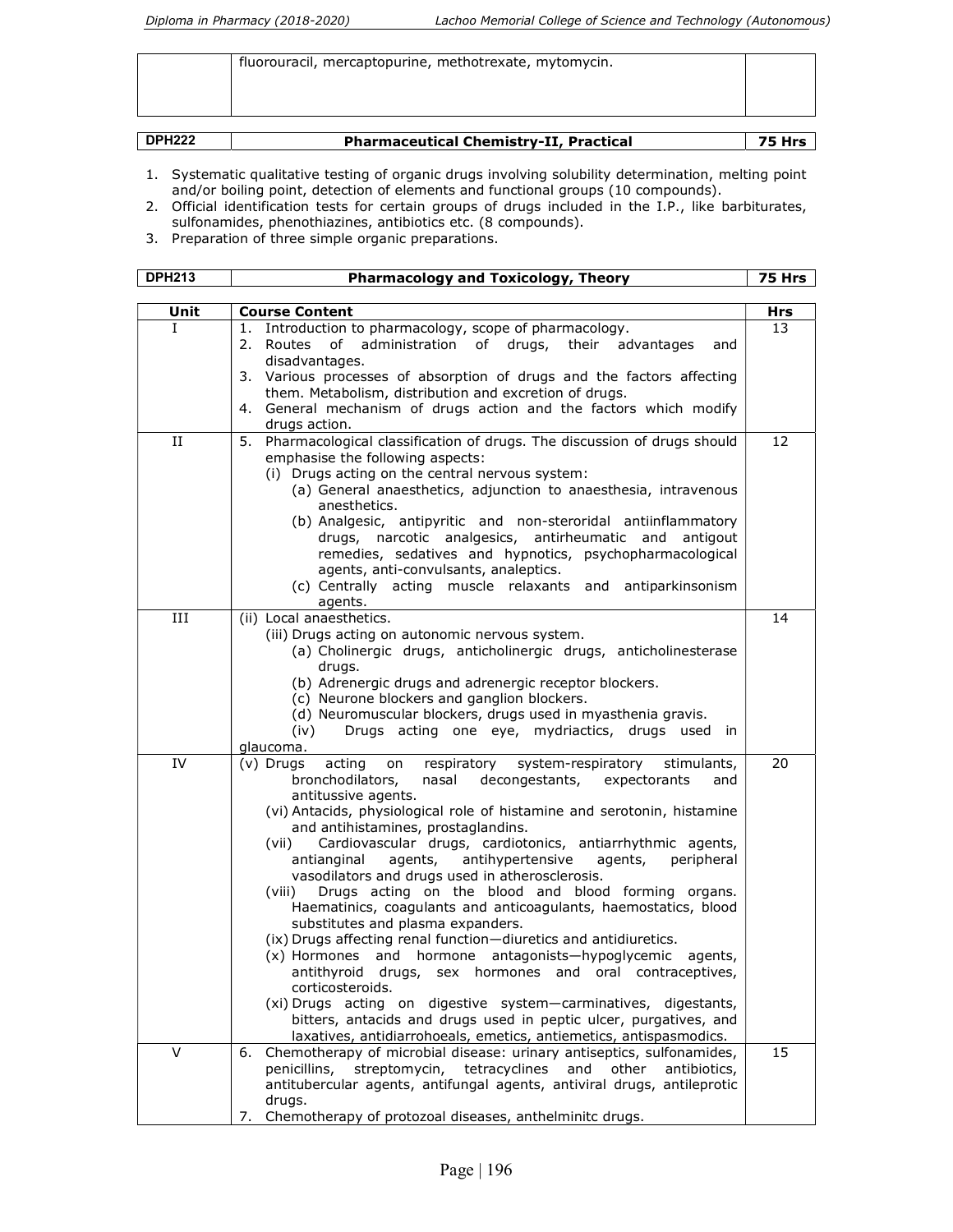| | fluorouracil, mercaptopurine, methotrexate, mytomycin. | |
|---|---|---|

| DPH222 | Pharmaceutical Chemistry-II, Practical | 75 Hrs |
|---|---|---|

1. Systematic qualitative testing of organic drugs involving solubility determination, melting point and/or boiling point, detection of elements and functional groups (10 compounds).
2. Official identification tests for certain groups of drugs included in the I.P., like barbiturates, sulfonamides, phenothiazines, antibiotics etc. (8 compounds).
3. Preparation of three simple organic preparations.

| DPH213 | Pharmacology and Toxicology, Theory | 75 Hrs |
|---|---|---|

| Unit | Course Content | Hrs |
|---|---|---|
| I | 1. Introduction to pharmacology, scope of pharmacology.<br>2. Routes of administration of drugs, their advantages and disadvantages.<br>3. Various processes of absorption of drugs and the factors affecting them. Metabolism, distribution and excretion of drugs.<br>4. General mechanism of drugs action and the factors which modify drugs action. | 13 |
| II | 5. Pharmacological classification of drugs. The discussion of drugs should emphasise the following aspects:<br>(i) Drugs acting on the central nervous system:<br>(a) General anaesthetics, adjunction to anaesthesia, intravenous anesthetics.<br>(b) Analgesic, antipyritic and non-steroridal antiinflammatory drugs, narcotic analgesics, antirheumatic and antigout remedies, sedatives and hypnotics, psychopharmacological agents, anti-convulsants, analeptics.<br>(c) Centrally acting muscle relaxants and antiparkinsonism agents. | 12 |
| III | (ii) Local anaesthetics.<br>(iii) Drugs acting on autonomic nervous system.<br>(a) Cholinergic drugs, anticholinergic drugs, anticholinesterase drugs.<br>(b) Adrenergic drugs and adrenergic receptor blockers.<br>(c) Neurone blockers and ganglion blockers.<br>(d) Neuromuscular blockers, drugs used in myasthenia gravis.<br>(iv) Drugs acting one eye, mydriactics, drugs used in glaucoma. | 14 |
| IV | (v) Drugs acting on respiratory system-respiratory stimulants, bronchodilators, nasal decongestants, expectorants and antitussive agents.<br>(vi) Antacids, physiological role of histamine and serotonin, histamine and antihistamines, prostaglandins.<br>(vii) Cardiovascular drugs, cardiotonics, antiarrhythmic agents, antianginal agents, antihypertensive agents, peripheral vasodilators and drugs used in atherosclerosis.<br>(viii) Drugs acting on the blood and blood forming organs. Haematinics, coagulants and anticoagulants, haemostatics, blood substitutes and plasma expanders.<br>(ix) Drugs affecting renal function—diuretics and antidiuretics.<br>(x) Hormones and hormone antagonists—hypoglycemic agents, antithyroid drugs, sex hormones and oral contraceptives, corticosteroids.<br>(xi) Drugs acting on digestive system—carminatives, digestants, bitters, antacids and drugs used in peptic ulcer, purgatives, and laxatives, antidiarrohoeals, emetics, antiemetics, antispasmodics. | 20 |
| V | 6. Chemotherapy of microbial disease: urinary antiseptics, sulfonamides, penicillins, streptomycin, tetracyclines and other antibiotics, antitubercular agents, antifungal agents, antiviral drugs, antileprotic drugs.<br>7. Chemotherapy of protozoal diseases, anthelminitc drugs. | 15 |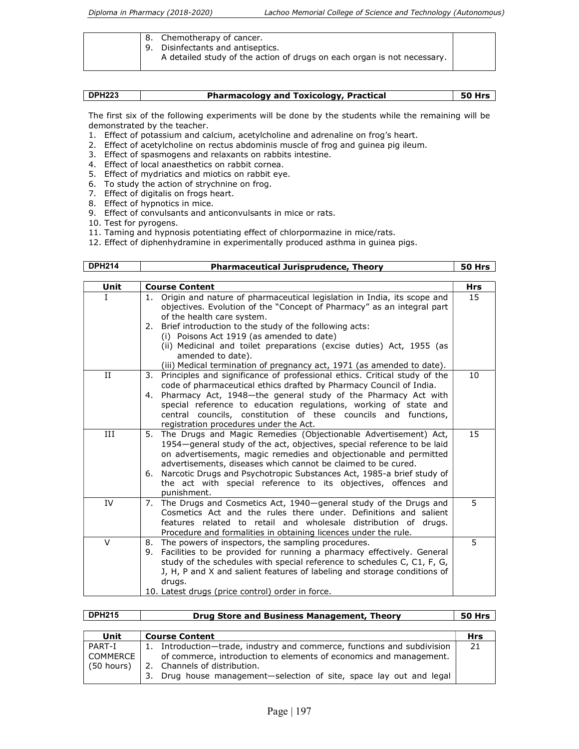| | 8. Chemotherapy of cancer.<br>9. Disinfectants and antiseptics.<br>A detailed study of the action of drugs on each organ is not necessary. | |
|---|---|---|

| DPH223 | Pharmacology and Toxicology, Practical | 50 Hrs |
|---|---|---|

The first six of the following experiments will be done by the students while the remaining will be demonstrated by the teacher.

1. Effect of potassium and calcium, acetylcholine and adrenaline on frog's heart.
2. Effect of acetylcholine on rectus abdominis muscle of frog and guinea pig ileum.
3. Effect of spasmogens and relaxants on rabbits intestine.
4. Effect of local anaesthetics on rabbit cornea.
5. Effect of mydriatics and miotics on rabbit eye.
6. To study the action of strychnine on frog.
7. Effect of digitalis on frogs heart.
8. Effect of hypnotics in mice.
9. Effect of convulsants and anticonvulsants in mice or rats.
10. Test for pyrogens.
11. Taming and hypnosis potentiating effect of chlorpormazine in mice/rats.
12. Effect of diphenhydramine in experimentally produced asthma in guinea pigs.

| DPH214 | Pharmaceutical Jurisprudence, Theory | 50 Hrs |
|---|---|---|

| Unit | Course Content | Hrs |
|---|---|---|
| I | 1. Origin and nature of pharmaceutical legislation in India, its scope and objectives. Evolution of the "Concept of Pharmacy" as an integral part of the health care system.<br>2. Brief introduction to the study of the following acts:<br>(i) Poisons Act 1919 (as amended to date)<br>(ii) Medicinal and toilet preparations (excise duties) Act, 1955 (as amended to date).<br>(iii) Medical termination of pregnancy act, 1971 (as amended to date). | 15 |
| II | 3. Principles and significance of professional ethics. Critical study of the code of pharmaceutical ethics drafted by Pharmacy Council of India.<br>4. Pharmacy Act, 1948—the general study of the Pharmacy Act with special reference to education regulations, working of state and central councils, constitution of these councils and functions, registration procedures under the Act. | 10 |
| III | 5. The Drugs and Magic Remedies (Objectionable Advertisement) Act, 1954—general study of the act, objectives, special reference to be laid on advertisements, magic remedies and objectionable and permitted advertisements, diseases which cannot be claimed to be cured.<br>6. Narcotic Drugs and Psychotropic Substances Act, 1985-a brief study of the act with special reference to its objectives, offences and punishment. | 15 |
| IV | 7. The Drugs and Cosmetics Act, 1940—general study of the Drugs and Cosmetics Act and the rules there under. Definitions and salient features related to retail and wholesale distribution of drugs. Procedure and formalities in obtaining licences under the rule. | 5 |
| V | 8. The powers of inspectors, the sampling procedures.<br>9. Facilities to be provided for running a pharmacy effectively. General study of the schedules with special reference to schedules C, C1, F, G, J, H, P and X and salient features of labeling and storage conditions of drugs.<br>10. Latest drugs (price control) order in force. | 5 |

| DPH215 | Drug Store and Business Management, Theory | 50 Hrs |
|---|---|---|

| Unit | Course Content | Hrs |
|---|---|---|
| PART-I COMMERCE (50 hours) | 1. Introduction—trade, industry and commerce, functions and subdivision of commerce, introduction to elements of economics and management.<br>2. Channels of distribution.<br>3. Drug house management—selection of site, space lay out and legal | 21 |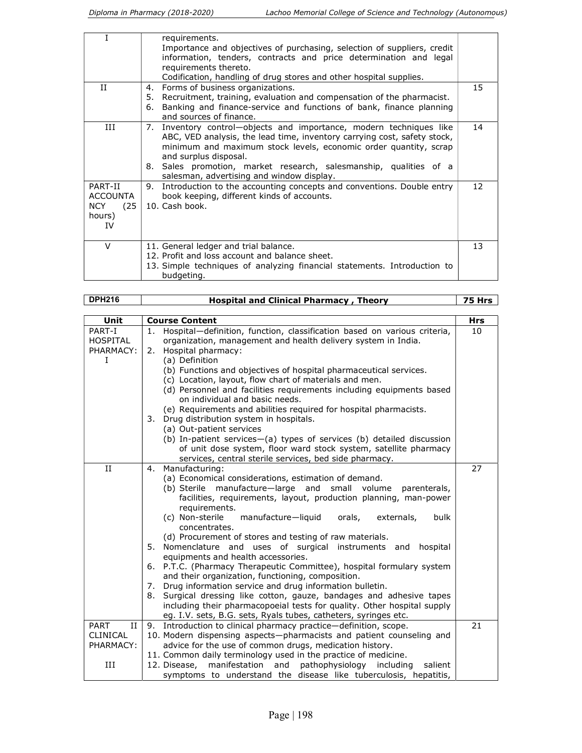| | | |
|---|---|---|
| I | requirements.<br>Importance and objectives of purchasing, selection of suppliers, credit information, tenders, contracts and price determination and legal requirements thereto.<br>Codification, handling of drug stores and other hospital supplies. | |
| II | 4. Forms of business organizations.<br>5. Recruitment, training, evaluation and compensation of the pharmacist.<br>6. Banking and finance-service and functions of bank, finance planning and sources of finance. | 15 |
| III | 7. Inventory control—objects and importance, modern techniques like ABC, VED analysis, the lead time, inventory carrying cost, safety stock, minimum and maximum stock levels, economic order quantity, scrap and surplus disposal.<br>8. Sales promotion, market research, salesmanship, qualities of a salesman, advertising and window display. | 14 |
| PART-II ACCOUNTANCY (25 hours)<br>IV | 9. Introduction to the accounting concepts and conventions. Double entry book keeping, different kinds of accounts.<br>10. Cash book. | 12 |
| V | 11. General ledger and trial balance.<br>12. Profit and loss account and balance sheet.<br>13. Simple techniques of analyzing financial statements. Introduction to budgeting. | 13 |

| DPH216 | Hospital and Clinical Pharmacy , Theory | 75 Hrs |
|---|---|---|

| Unit | Course Content | Hrs |
|---|---|---|
| PART-I HOSPITAL PHARMACY:<br>I | 1. Hospital—definition, function, classification based on various criteria, organization, management and health delivery system in India.<br>2. Hospital pharmacy:<br>(a) Definition<br>(b) Functions and objectives of hospital pharmaceutical services.<br>(c) Location, layout, flow chart of materials and men.<br>(d) Personnel and facilities requirements including equipments based on individual and basic needs.<br>(e) Requirements and abilities required for hospital pharmacists.<br>3. Drug distribution system in hospitals.<br>(a) Out-patient services<br>(b) In-patient services—(a) types of services (b) detailed discussion of unit dose system, floor ward stock system, satellite pharmacy services, central sterile services, bed side pharmacy. | 10 |
| II | 4. Manufacturing:<br>(a) Economical considerations, estimation of demand.<br>(b) Sterile manufacture—large and small volume parenterals, facilities, requirements, layout, production planning, man-power requirements.<br>(c) Non-sterile manufacture—liquid orals, externals, bulk concentrates.<br>(d) Procurement of stores and testing of raw materials.<br>5. Nomenclature and uses of surgical instruments and hospital equipments and health accessories.<br>6. P.T.C. (Pharmacy Therapeutic Committee), hospital formulary system and their organization, functioning, composition.<br>7. Drug information service and drug information bulletin.<br>8. Surgical dressing like cotton, gauze, bandages and adhesive tapes including their pharmacopoeial tests for quality. Other hospital supply eg. I.V. sets, B.G. sets, Ryals tubes, catheters, syringes etc. | 27 |
| PART II CLINICAL PHARMACY:<br>III | 9. Introduction to clinical pharmacy practice—definition, scope.<br>10. Modern dispensing aspects—pharmacists and patient counseling and advice for the use of common drugs, medication history.<br>11. Common daily terminology used in the practice of medicine.<br>12. Disease, manifestation and pathophysiology including salient symptoms to understand the disease like tuberculosis, hepatitis, | 21 |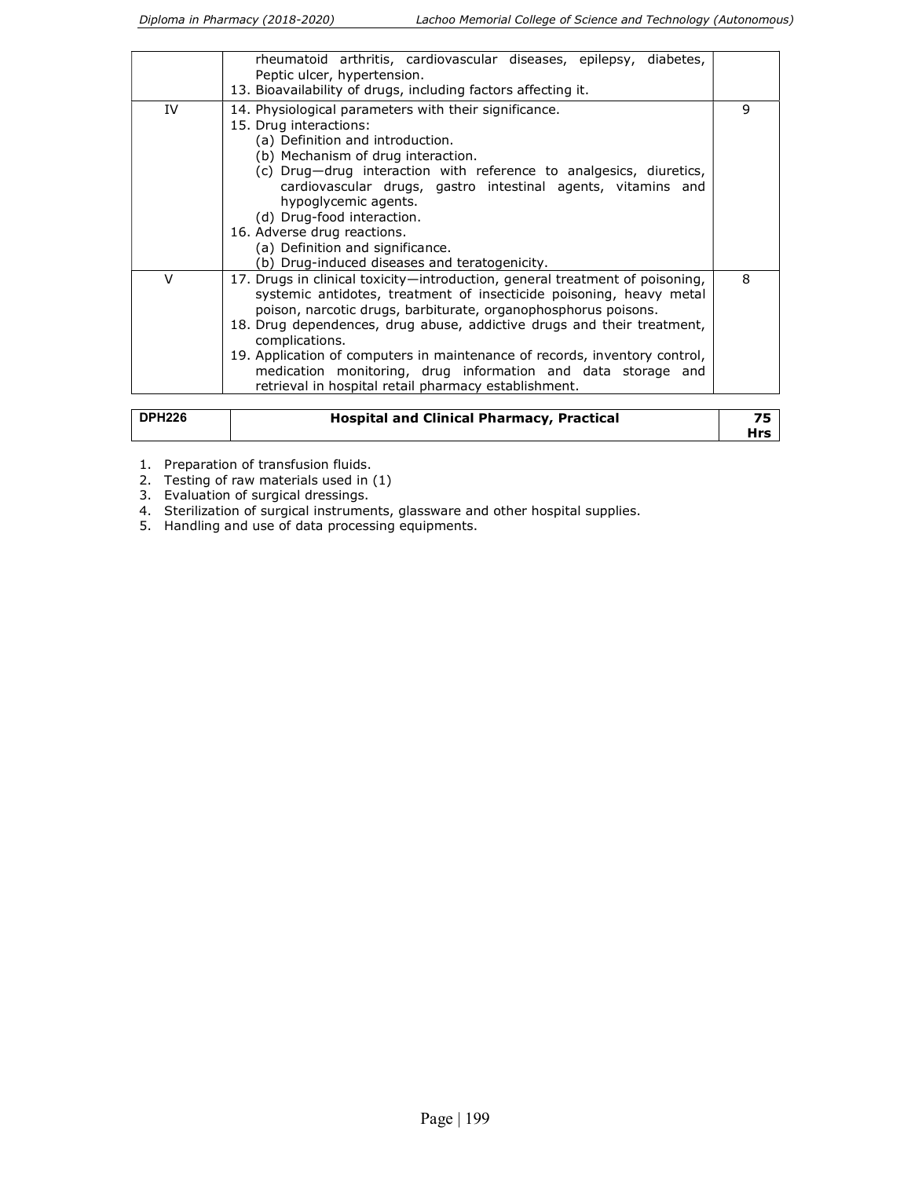| | | |
|---|---|---|
| | rheumatoid arthritis, cardiovascular diseases, epilepsy, diabetes, Peptic ulcer, hypertension.<br>13. Bioavailability of drugs, including factors affecting it. | |
| IV | 14. Physiological parameters with their significance.<br>15. Drug interactions:<br>(a) Definition and introduction.<br>(b) Mechanism of drug interaction.<br>(c) Drug—drug interaction with reference to analgesics, diuretics, cardiovascular drugs, gastro intestinal agents, vitamins and hypoglycemic agents.<br>(d) Drug-food interaction.<br>16. Adverse drug reactions.<br>(a) Definition and significance.<br>(b) Drug-induced diseases and teratogenicity. | 9 |
| V | 17. Drugs in clinical toxicity—introduction, general treatment of poisoning, systemic antidotes, treatment of insecticide poisoning, heavy metal poison, narcotic drugs, barbiturate, organophosphorus poisons.<br>18. Drug dependences, drug abuse, addictive drugs and their treatment, complications.<br>19. Application of computers in maintenance of records, inventory control, medication monitoring, drug information and data storage and retrieval in hospital retail pharmacy establishment. | 8 |

| DPH226 | Hospital and Clinical Pharmacy, Practical | 75 Hrs |
|---|---|---|

1. Preparation of transfusion fluids.
2. Testing of raw materials used in (1)
3. Evaluation of surgical dressings.
4. Sterilization of surgical instruments, glassware and other hospital supplies.
5. Handling and use of data processing equipments.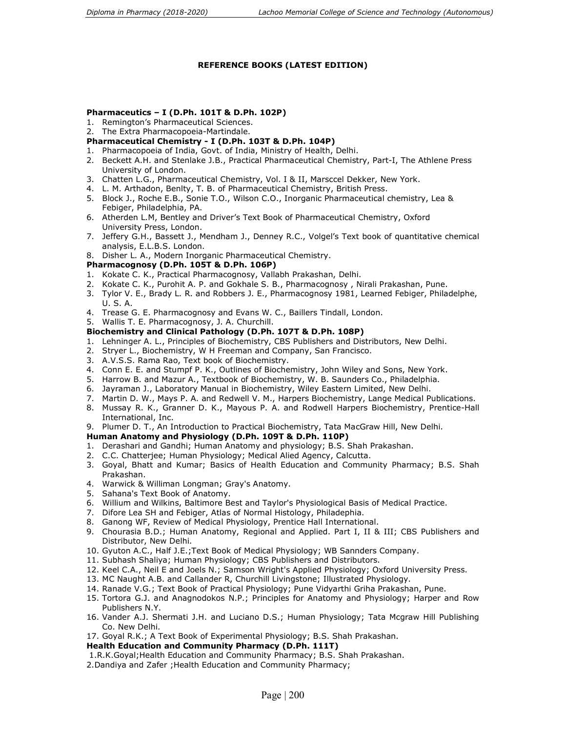## REFERENCE BOOKS (LATEST EDITION)

**Pharmaceutics – I (D.Ph. 101T & D.Ph. 102P)**

1. Remington's Pharmaceutical Sciences.
2. The Extra Pharmacopoeia-Martindale.

**Pharmaceutical Chemistry - I (D.Ph. 103T & D.Ph. 104P)**

1. Pharmacopoeia of India, Govt. of India, Ministry of Health, Delhi.
2. Beckett A.H. and Stenlake J.B., Practical Pharmaceutical Chemistry, Part-I, The Athlene Press University of London.
3. Chatten L.G., Pharmaceutical Chemistry, Vol. I & II, Marsccel Dekker, New York.
4. L. M. Arthadon, Benlty, T. B. of Pharmaceutical Chemistry, British Press.
5. Block J., Roche E.B., Sonie T.O., Wilson C.O., Inorganic Pharmaceutical chemistry, Lea & Febiger, Philadelphia, PA.
6. Atherden L.M, Bentley and Driver's Text Book of Pharmaceutical Chemistry, Oxford University Press, London.
7. Jeffery G.H., Bassett J., Mendham J., Denney R.C., Volgel's Text book of quantitative chemical analysis, E.L.B.S. London.
8. Disher L. A., Modern Inorganic Pharmaceutical Chemistry.

**Pharmacognosy (D.Ph. 105T & D.Ph. 106P)**

1. Kokate C. K., Practical Pharmacognosy, Vallabh Prakashan, Delhi.
2. Kokate C. K., Purohit A. P. and Gokhale S. B., Pharmacognosy , Nirali Prakashan, Pune.
3. Tylor V. E., Brady L. R. and Robbers J. E., Pharmacognosy 1981, Learned Febiger, Philadelphe, U. S. A.
4. Trease G. E. Pharmacognosy and Evans W. C., Baillers Tindall, London.
5. Wallis T. E. Pharmacognosy, J. A. Churchill.

**Biochemistry and Clinical Pathology (D.Ph. 107T & D.Ph. 108P)**

1. Lehninger A. L., Principles of Biochemistry, CBS Publishers and Distributors, New Delhi.
2. Stryer L., Biochemistry, W H Freeman and Company, San Francisco.
3. A.V.S.S. Rama Rao, Text book of Biochemistry.
4. Conn E. E. and Stumpf P. K., Outlines of Biochemistry, John Wiley and Sons, New York.
5. Harrow B. and Mazur A., Textbook of Biochemistry, W. B. Saunders Co., Philadelphia.
6. Jayraman J., Laboratory Manual in Biochemistry, Wiley Eastern Limited, New Delhi.
7. Martin D. W., Mays P. A. and Redwell V. M., Harpers Biochemistry, Lange Medical Publications.
8. Mussay R. K., Granner D. K., Mayous P. A. and Rodwell Harpers Biochemistry, Prentice-Hall International, Inc.
9. Plumer D. T., An Introduction to Practical Biochemistry, Tata MacGraw Hill, New Delhi.

**Human Anatomy and Physiology (D.Ph. 109T & D.Ph. 110P)**

1. Derashari and Gandhi; Human Anatomy and physiology; B.S. Shah Prakashan.
2. C.C. Chatterjee; Human Physiology; Medical Alied Agency, Calcutta.
3. Goyal, Bhatt and Kumar; Basics of Health Education and Community Pharmacy; B.S. Shah Prakashan.
4. Warwick & Williman Longman; Gray's Anatomy.
5. Sahana's Text Book of Anatomy.
6. Willium and Wilkins, Baltimore Best and Taylor's Physiological Basis of Medical Practice.
7. Difore Lea SH and Febiger, Atlas of Normal Histology, Philadephia.
8. Ganong WF, Review of Medical Physiology, Prentice Hall International.
9. Chourasia B.D.; Human Anatomy, Regional and Applied. Part I, II & III; CBS Publishers and Distributor, New Delhi.
10. Gyuton A.C., Half J.E.;Text Book of Medical Physiology; WB Sannders Company.
11. Subhash Shaliya; Human Physiology; CBS Publishers and Distributors.
12. Keel C.A., Neil E and Joels N.; Samson Wright's Applied Physiology; Oxford University Press.
13. MC Naught A.B. and Callander R, Churchill Livingstone; Illustrated Physiology.
14. Ranade V.G.; Text Book of Practical Physiology; Pune Vidyarthi Griha Prakashan, Pune.
15. Tortora G.J. and Anagnodokos N.P.; Principles for Anatomy and Physiology; Harper and Row Publishers N.Y.
16. Vander A.J. Shermati J.H. and Luciano D.S.; Human Physiology; Tata Mcgraw Hill Publishing Co. New Delhi.
17. Goyal R.K.; A Text Book of Experimental Physiology; B.S. Shah Prakashan.

**Health Education and Community Pharmacy (D.Ph. 111T)**

1. R.K.Goyal;Health Education and Community Pharmacy; B.S. Shah Prakashan.
2. Dandiya and Zafer ;Health Education and Community Pharmacy;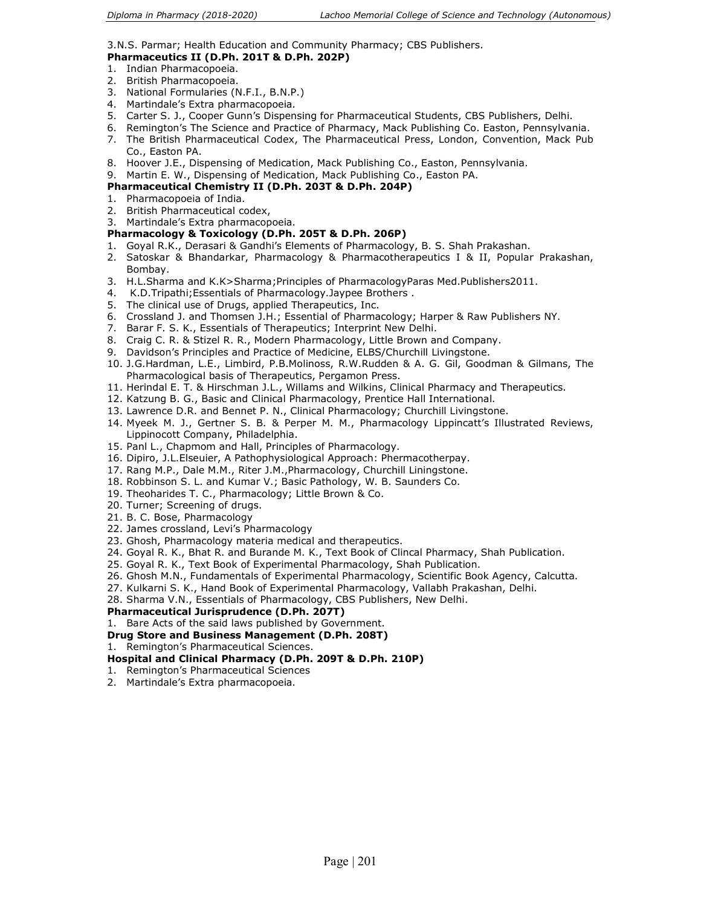3.N.S. Parmar; Health Education and Community Pharmacy; CBS Publishers.

**Pharmaceutics II (D.Ph. 201T & D.Ph. 202P)**

1. Indian Pharmacopoeia.
2. British Pharmacopoeia.
3. National Formularies (N.F.I., B.N.P.)
4. Martindale's Extra pharmacopoeia.
5. Carter S. J., Cooper Gunn's Dispensing for Pharmaceutical Students, CBS Publishers, Delhi.
6. Remington's The Science and Practice of Pharmacy, Mack Publishing Co. Easton, Pennsylvania.
7. The British Pharmaceutical Codex, The Pharmaceutical Press, London, Convention, Mack Pub Co., Easton PA.
8. Hoover J.E., Dispensing of Medication, Mack Publishing Co., Easton, Pennsylvania.
9. Martin E. W., Dispensing of Medication, Mack Publishing Co., Easton PA.

**Pharmaceutical Chemistry II (D.Ph. 203T & D.Ph. 204P)**

1. Pharmacopoeia of India.
2. British Pharmaceutical codex,
3. Martindale's Extra pharmacopoeia.

**Pharmacology & Toxicology (D.Ph. 205T & D.Ph. 206P)**

1. Goyal R.K., Derasari & Gandhi's Elements of Pharmacology, B. S. Shah Prakashan.
2. Satoskar & Bhandarkar, Pharmacology & Pharmacotherapeutics I & II, Popular Prakashan, Bombay.
3. H.L.Sharma and K.K>Sharma;Principles of PharmacologyParas Med.Publishers2011.
4. K.D.Tripathi;Essentials of Pharmacology.Jaypee Brothers .
5. The clinical use of Drugs, applied Therapeutics, Inc.
6. Crossland J. and Thomsen J.H.; Essential of Pharmacology; Harper & Raw Publishers NY.
7. Barar F. S. K., Essentials of Therapeutics; Interprint New Delhi.
8. Craig C. R. & Stizel R. R., Modern Pharmacology, Little Brown and Company.
9. Davidson's Principles and Practice of Medicine, ELBS/Churchill Livingstone.
10. J.G.Hardman, L.E., Limbird, P.B.Molinoss, R.W.Rudden & A. G. Gil, Goodman & Gilmans, The Pharmacological basis of Therapeutics, Pergamon Press.
11. Herindal E. T. & Hirschman J.L., Willams and Wilkins, Clinical Pharmacy and Therapeutics.
12. Katzung B. G., Basic and Clinical Pharmacology, Prentice Hall International.
13. Lawrence D.R. and Bennet P. N., Clinical Pharmacology; Churchill Livingstone.
14. Myeek M. J., Gertner S. B. & Perper M. M., Pharmacology Lippincatt's Illustrated Reviews, Lippinocott Company, Philadelphia.
15. Panl L., Chapmom and Hall, Principles of Pharmacology.
16. Dipiro, J.L.Elseuier, A Pathophysiological Approach: Phermacotherpay.
17. Rang M.P., Dale M.M., Riter J.M.,Pharmacology, Churchill Liningstone.
18. Robbinson S. L. and Kumar V.; Basic Pathology, W. B. Saunders Co.
19. Theoharides T. C., Pharmacology; Little Brown & Co.
20. Turner; Screening of drugs.
21. B. C. Bose, Pharmacology
22. James crossland, Levi's Pharmacology
23. Ghosh, Pharmacology materia medical and therapeutics.
24. Goyal R. K., Bhat R. and Burande M. K., Text Book of Clincal Pharmacy, Shah Publication.
25. Goyal R. K., Text Book of Experimental Pharmacology, Shah Publication.
26. Ghosh M.N., Fundamentals of Experimental Pharmacology, Scientific Book Agency, Calcutta.
27. Kulkarni S. K., Hand Book of Experimental Pharmacology, Vallabh Prakashan, Delhi.
28. Sharma V.N., Essentials of Pharmacology, CBS Publishers, New Delhi.

**Pharmaceutical Jurisprudence (D.Ph. 207T)**

1. Bare Acts of the said laws published by Government.

**Drug Store and Business Management (D.Ph. 208T)**

1. Remington's Pharmaceutical Sciences.

**Hospital and Clinical Pharmacy (D.Ph. 209T & D.Ph. 210P)**

1. Remington's Pharmaceutical Sciences
2. Martindale's Extra pharmacopoeia.